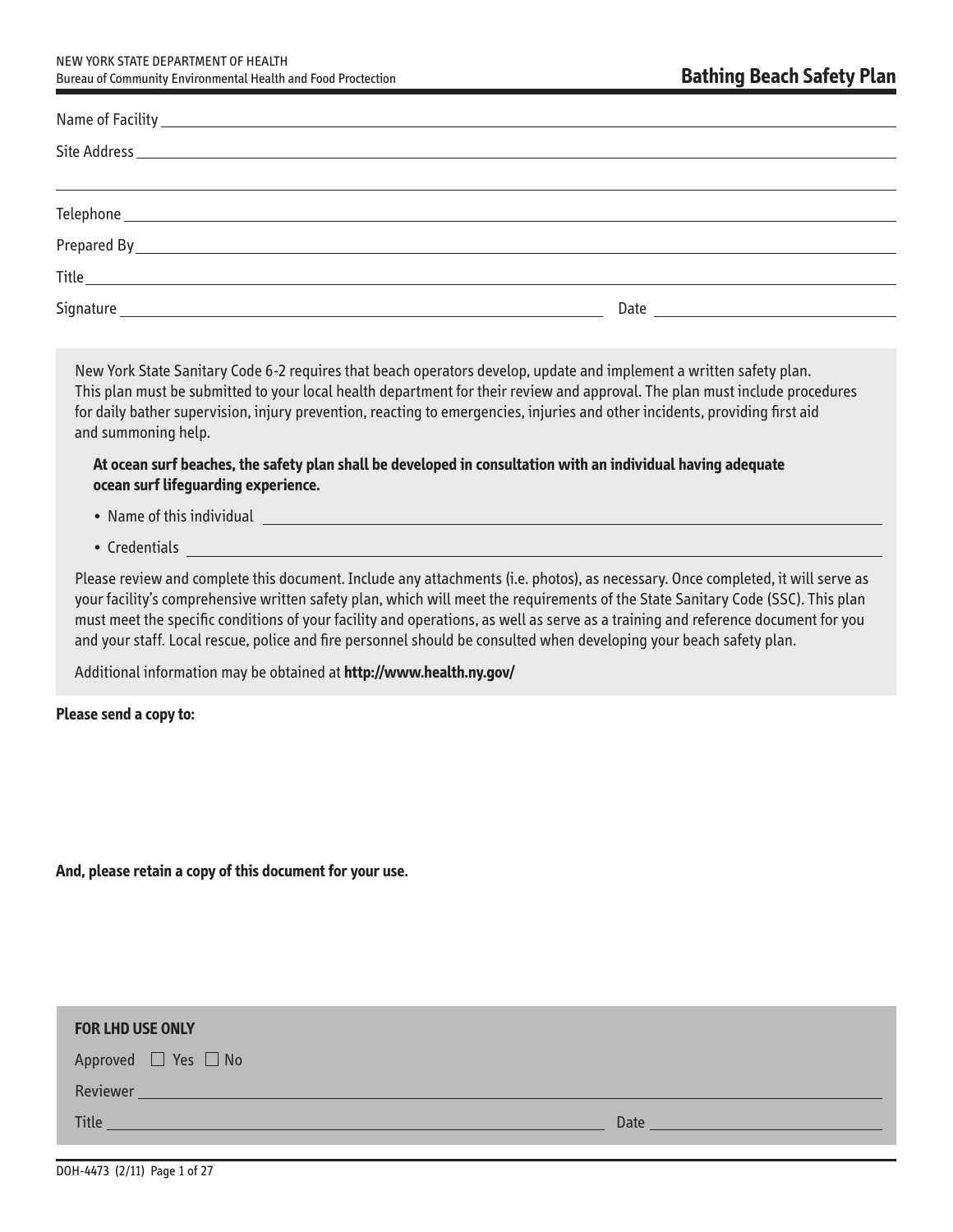NEW YORK STATE DEPARTMENT OF HEALTH
Bureau of Community Environmental Health and Food Proctection

# Bathing Beach Safety Plan

Name of Facility ______________________________

Site Address ______________________________

______________________________

Telephone ______________________________

Prepared By ______________________________

Title ______________________________

Signature ______________________________ Date ______________

New York State Sanitary Code 6-2 requires that beach operators develop, update and implement a written safety plan. This plan must be submitted to your local health department for their review and approval. The plan must include procedures for daily bather supervision, injury prevention, reacting to emergencies, injuries and other incidents, providing first aid and summoning help.

**At ocean surf beaches, the safety plan shall be developed in consultation with an individual having adequate ocean surf lifeguarding experience.**

- Name of this individual ______________________________
- Credentials ______________________________

Please review and complete this document. Include any attachments (i.e. photos), as necessary. Once completed, it will serve as your facility's comprehensive written safety plan, which will meet the requirements of the State Sanitary Code (SSC). This plan must meet the specific conditions of your facility and operations, as well as serve as a training and reference document for you and your staff. Local rescue, police and fire personnel should be consulted when developing your beach safety plan.

Additional information may be obtained at **http://www.health.ny.gov/**

**Please send a copy to:**

**And, please retain a copy of this document for your use.**

**FOR LHD USE ONLY**

Approved ☐ Yes ☐ No

Reviewer ______________________________

Title ______________________________ Date ______________

DOH-4473 (2/11)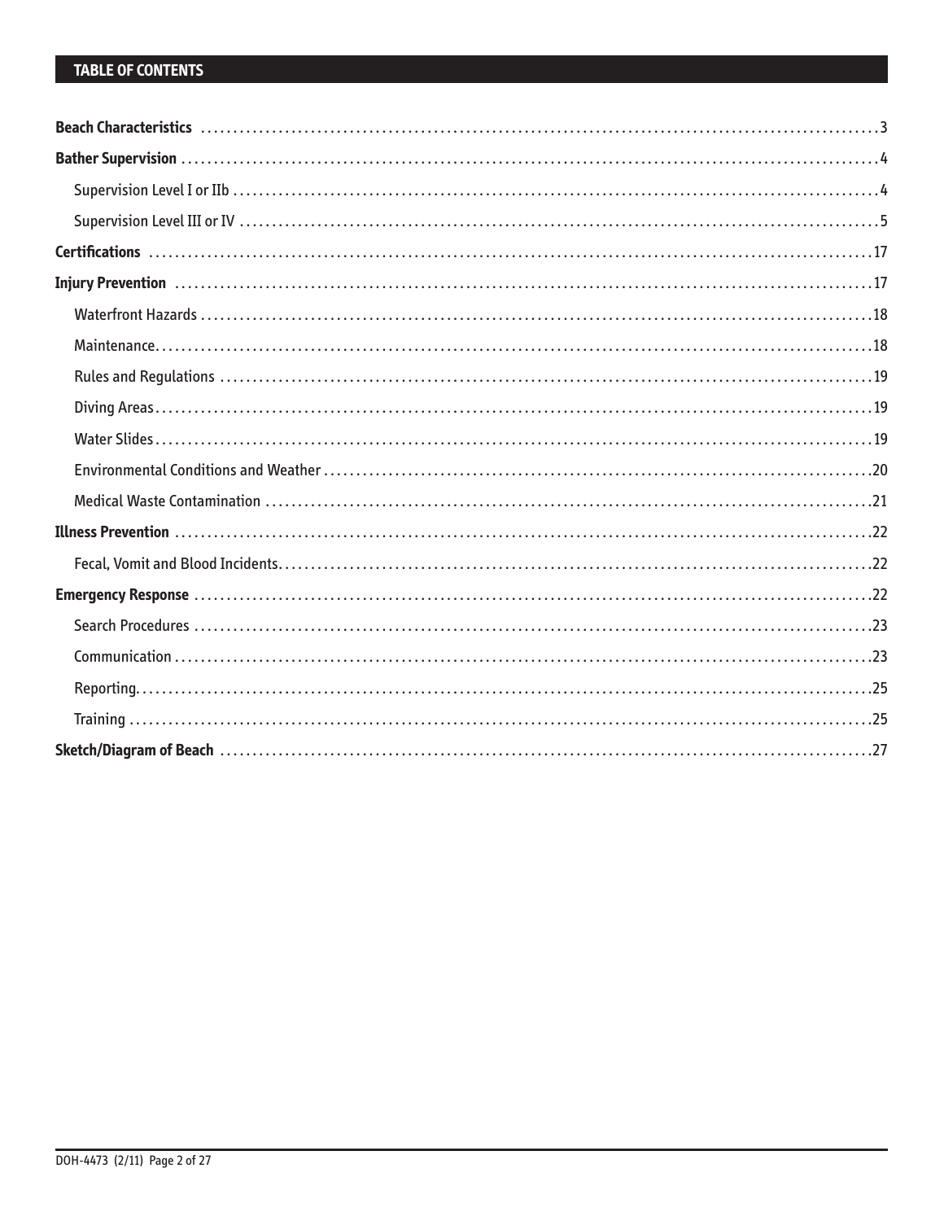## TABLE OF CONTENTS

**Beach Characteristics** ..... 3

**Bather Supervision** ..... 4

- Supervision Level I or IIb ..... 4
- Supervision Level III or IV ..... 5

**Certifications** ..... 17

**Injury Prevention** ..... 17

- Waterfront Hazards ..... 18
- Maintenance ..... 18
- Rules and Regulations ..... 19
- Diving Areas ..... 19
- Water Slides ..... 19
- Environmental Conditions and Weather ..... 20
- Medical Waste Contamination ..... 21

**Illness Prevention** ..... 22

- Fecal, Vomit and Blood Incidents ..... 22

**Emergency Response** ..... 22

- Search Procedures ..... 23
- Communication ..... 23
- Reporting ..... 25
- Training ..... 25

**Sketch/Diagram of Beach** ..... 27

DOH-4473 (2/11)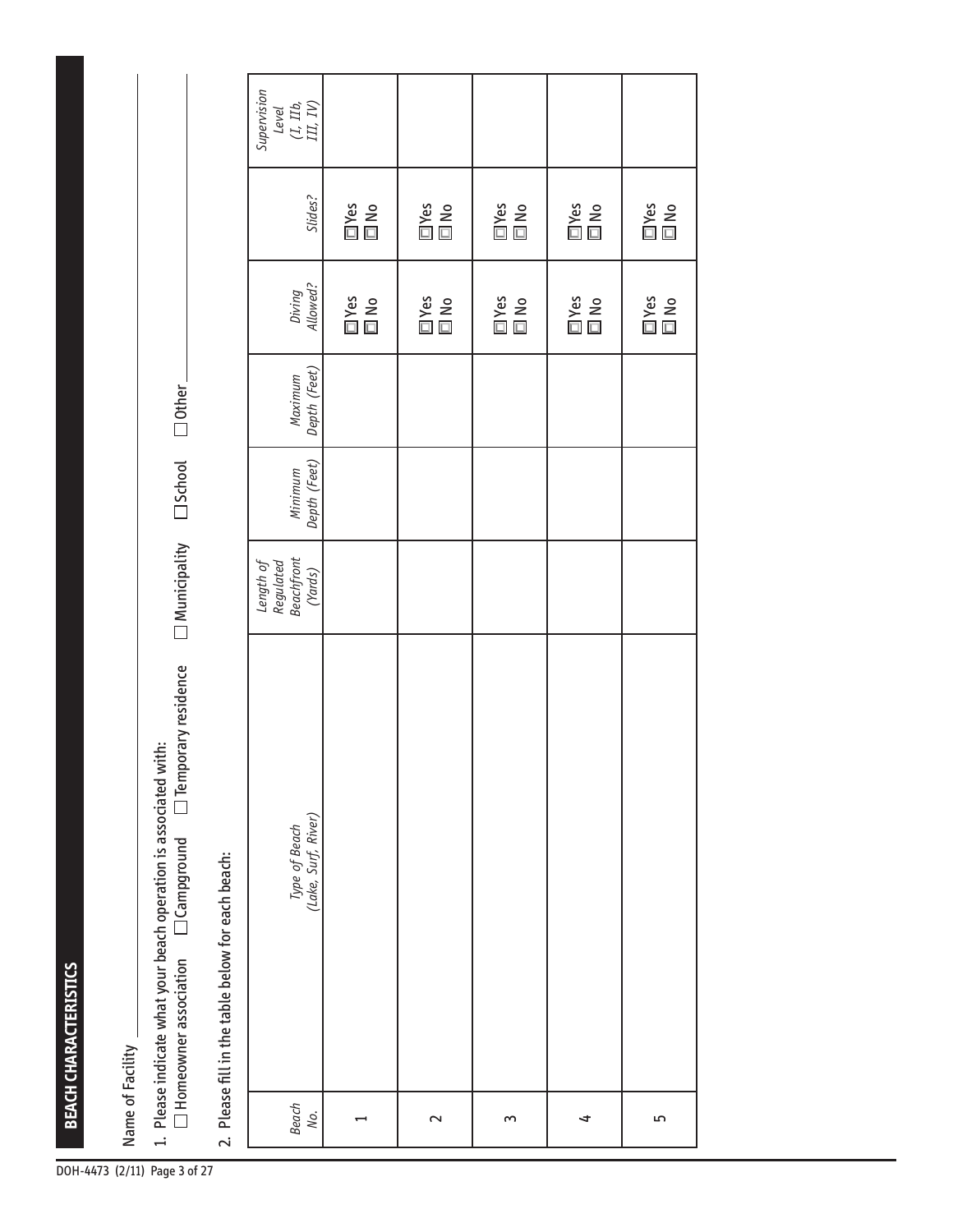## BEACH CHARACTERISTICS

Name of Facility ___________________________

1. Please indicate what your beach operation is associated with:
☐ Homeowner association ☐ Campground ☐ Temporary residence ☐ Municipality ☐ School ☐ Other ___________

2. Please fill in the table below for each beach:

| *Beach No.* | *Type of Beach (Lake, Surf, River)* | *Length of Regulated Beachfront (Yards)* | *Minimum Depth (Feet)* | *Maximum Depth (Feet)* | *Diving Allowed?* | *Slides?* | *Supervision Level (I, IIb, III, IV)* |
|---|---|---|---|---|---|---|---|
| 1 | | | | | ☐ Yes ☐ No | ☐ Yes ☐ No | |
| 2 | | | | | ☐ Yes ☐ No | ☐ Yes ☐ No | |
| 3 | | | | | ☐ Yes ☐ No | ☐ Yes ☐ No | |
| 4 | | | | | ☐ Yes ☐ No | ☐ Yes ☐ No | |
| 5 | | | | | ☐ Yes ☐ No | ☐ Yes ☐ No | |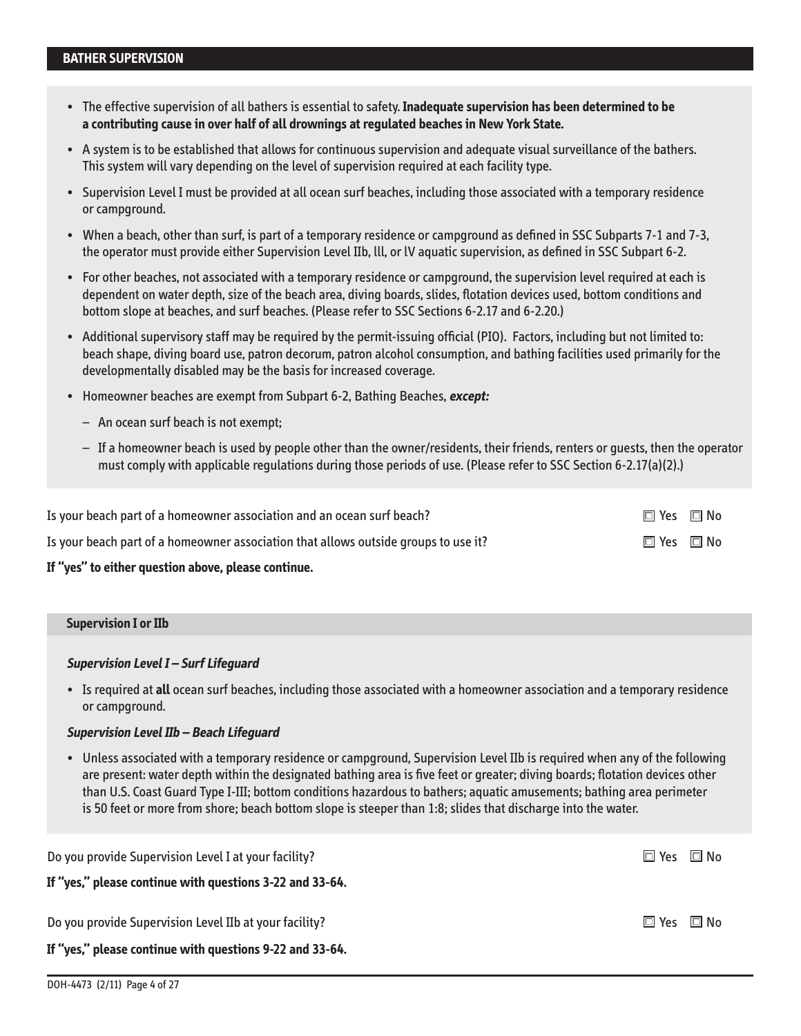## BATHER SUPERVISION

- The effective supervision of all bathers is essential to safety. **Inadequate supervision has been determined to be a contributing cause in over half of all drownings at regulated beaches in New York State.**
- A system is to be established that allows for continuous supervision and adequate visual surveillance of the bathers. This system will vary depending on the level of supervision required at each facility type.
- Supervision Level I must be provided at all ocean surf beaches, including those associated with a temporary residence or campground.
- When a beach, other than surf, is part of a temporary residence or campground as defined in SSC Subparts 7-1 and 7-3, the operator must provide either Supervision Level IIb, lll, or lV aquatic supervision, as defined in SSC Subpart 6-2.
- For other beaches, not associated with a temporary residence or campground, the supervision level required at each is dependent on water depth, size of the beach area, diving boards, slides, flotation devices used, bottom conditions and bottom slope at beaches, and surf beaches. (Please refer to SSC Sections 6-2.17 and 6-2.20.)
- Additional supervisory staff may be required by the permit-issuing official (PIO). Factors, including but not limited to: beach shape, diving board use, patron decorum, patron alcohol consumption, and bathing facilities used primarily for the developmentally disabled may be the basis for increased coverage.
- Homeowner beaches are exempt from Subpart 6-2, Bathing Beaches, ***except:***
  - An ocean surf beach is not exempt;
  - If a homeowner beach is used by people other than the owner/residents, their friends, renters or guests, then the operator must comply with applicable regulations during those periods of use. (Please refer to SSC Section 6-2.17(a)(2).)

Is your beach part of a homeowner association and an ocean surf beach? ☐ Yes ☐ No

Is your beach part of a homeowner association that allows outside groups to use it? ☐ Yes ☐ No

**If "yes" to either question above, please continue.**

### Supervision I or IIb

***Supervision Level I – Surf Lifeguard***

- Is required at **all** ocean surf beaches, including those associated with a homeowner association and a temporary residence or campground.

***Supervision Level IIb – Beach Lifeguard***

- Unless associated with a temporary residence or campground, Supervision Level IIb is required when any of the following are present: water depth within the designated bathing area is five feet or greater; diving boards; flotation devices other than U.S. Coast Guard Type I-III; bottom conditions hazardous to bathers; aquatic amusements; bathing area perimeter is 50 feet or more from shore; beach bottom slope is steeper than 1:8; slides that discharge into the water.

Do you provide Supervision Level I at your facility? ☐ Yes ☐ No

**If "yes," please continue with questions 3-22 and 33-64.**

Do you provide Supervision Level IIb at your facility? ☐ Yes ☐ No

**If "yes," please continue with questions 9-22 and 33-64.**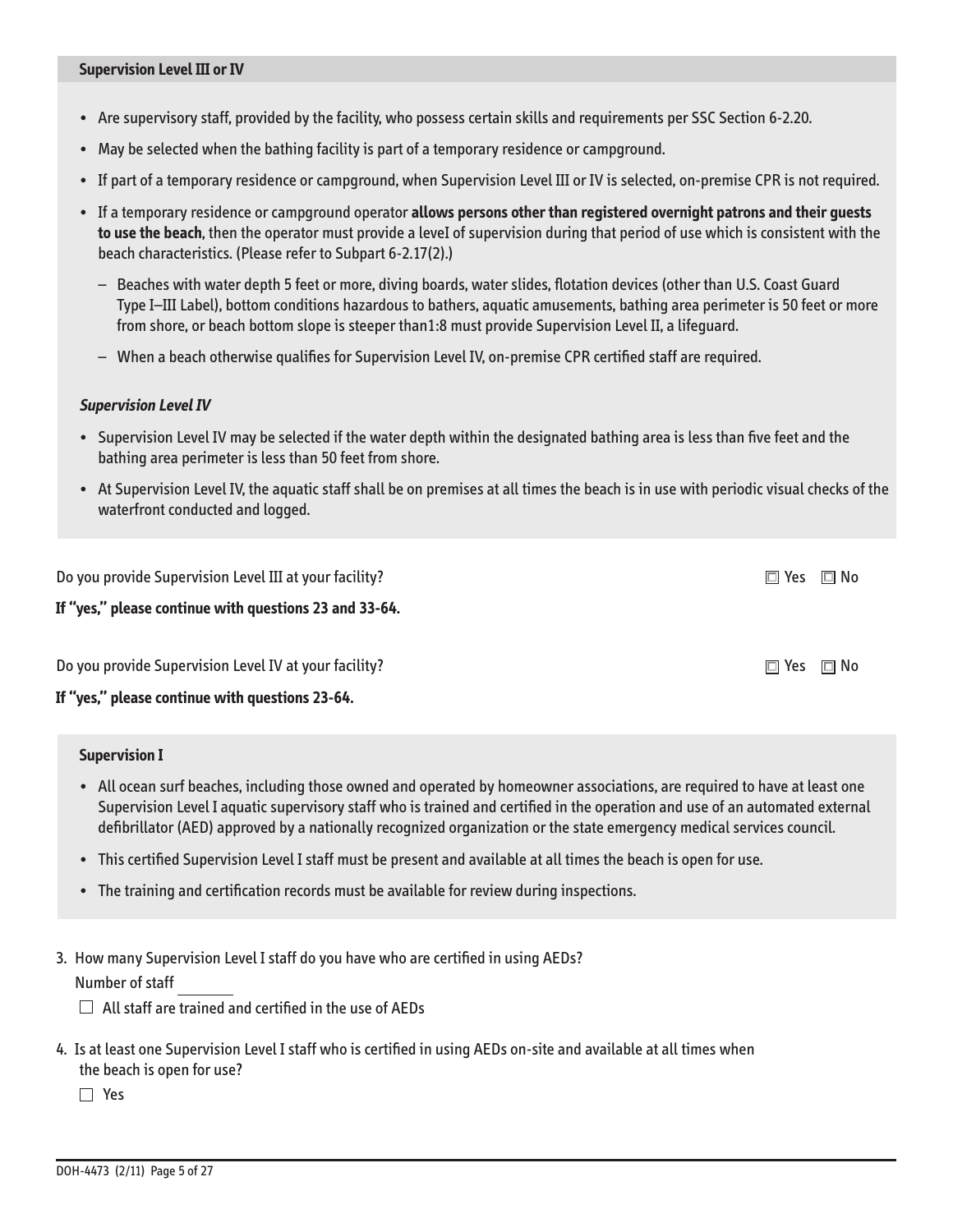### Supervision Level III or IV

- Are supervisory staff, provided by the facility, who possess certain skills and requirements per SSC Section 6-2.20.
- May be selected when the bathing facility is part of a temporary residence or campground.
- If part of a temporary residence or campground, when Supervision Level III or IV is selected, on-premise CPR is not required.
- If a temporary residence or campground operator **allows persons other than registered overnight patrons and their guests to use the beach**, then the operator must provide a leveI of supervision during that period of use which is consistent with the beach characteristics. (Please refer to Subpart 6-2.17(2).)
  - Beaches with water depth 5 feet or more, diving boards, water slides, flotation devices (other than U.S. Coast Guard Type I–III Label), bottom conditions hazardous to bathers, aquatic amusements, bathing area perimeter is 50 feet or more from shore, or beach bottom slope is steeper than1:8 must provide Supervision Level II, a lifeguard.
  - When a beach otherwise qualifies for Supervision Level IV, on-premise CPR certified staff are required.

#### *Supervision Level IV*

- Supervision Level IV may be selected if the water depth within the designated bathing area is less than five feet and the bathing area perimeter is less than 50 feet from shore.
- At Supervision Level IV, the aquatic staff shall be on premises at all times the beach is in use with periodic visual checks of the waterfront conducted and logged.

Do you provide Supervision Level III at your facility? ☐ Yes ☐ No

**If "yes," please continue with questions 23 and 33-64.**

Do you provide Supervision Level IV at your facility? ☐ Yes ☐ No

**If "yes," please continue with questions 23-64.**

### Supervision I

- All ocean surf beaches, including those owned and operated by homeowner associations, are required to have at least one Supervision Level I aquatic supervisory staff who is trained and certified in the operation and use of an automated external defibrillator (AED) approved by a nationally recognized organization or the state emergency medical services council.
- This certified Supervision Level I staff must be present and available at all times the beach is open for use.
- The training and certification records must be available for review during inspections.

3. How many Supervision Level I staff do you have who are certified in using AEDs?

   Number of staff ________

   ☐ All staff are trained and certified in the use of AEDs

4. Is at least one Supervision Level I staff who is certified in using AEDs on-site and available at all times when the beach is open for use?

   ☐ Yes

DOH-4473 (2/11)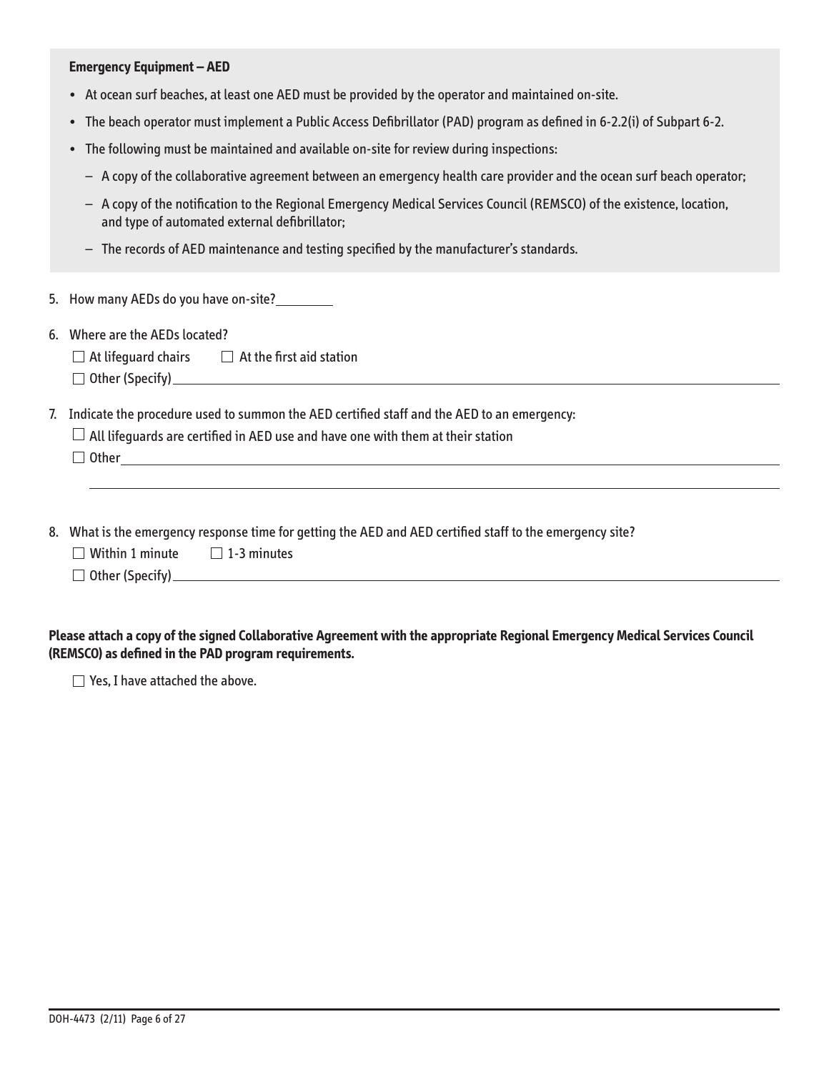**Emergency Equipment – AED**

- At ocean surf beaches, at least one AED must be provided by the operator and maintained on-site.
- The beach operator must implement a Public Access Defibrillator (PAD) program as defined in 6-2.2(i) of Subpart 6-2.
- The following must be maintained and available on-site for review during inspections:
  - A copy of the collaborative agreement between an emergency health care provider and the ocean surf beach operator;
  - A copy of the notification to the Regional Emergency Medical Services Council (REMSCO) of the existence, location, and type of automated external defibrillator;
  - The records of AED maintenance and testing specified by the manufacturer's standards.

5. How many AEDs do you have on-site? ________

6. Where are the AEDs located?

   ☐ At lifeguard chairs ☐ At the first aid station

   ☐ Other (Specify) ________________________________________

7. Indicate the procedure used to summon the AED certified staff and the AED to an emergency:

   ☐ All lifeguards are certified in AED use and have one with them at their station

   ☐ Other ________________________________________

   ________________________________________

8. What is the emergency response time for getting the AED and AED certified staff to the emergency site?

   ☐ Within 1 minute ☐ 1-3 minutes

   ☐ Other (Specify) ________________________________________

**Please attach a copy of the signed Collaborative Agreement with the appropriate Regional Emergency Medical Services Council (REMSCO) as defined in the PAD program requirements.**

☐ Yes, I have attached the above.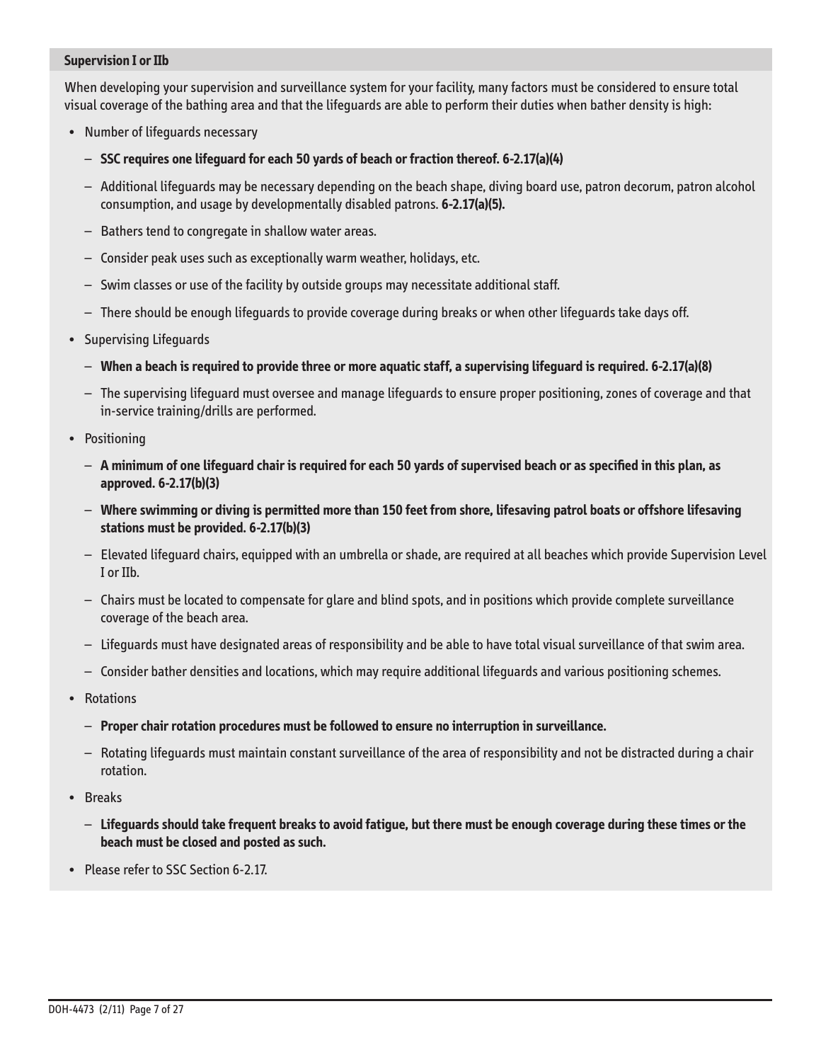**Supervision I or IIb**

When developing your supervision and surveillance system for your facility, many factors must be considered to ensure total visual coverage of the bathing area and that the lifeguards are able to perform their duties when bather density is high:

- Number of lifeguards necessary
  - **SSC requires one lifeguard for each 50 yards of beach or fraction thereof. 6-2.17(a)(4)**
  - Additional lifeguards may be necessary depending on the beach shape, diving board use, patron decorum, patron alcohol consumption, and usage by developmentally disabled patrons. **6-2.17(a)(5).**
  - Bathers tend to congregate in shallow water areas.
  - Consider peak uses such as exceptionally warm weather, holidays, etc.
  - Swim classes or use of the facility by outside groups may necessitate additional staff.
  - There should be enough lifeguards to provide coverage during breaks or when other lifeguards take days off.
- Supervising Lifeguards
  - **When a beach is required to provide three or more aquatic staff, a supervising lifeguard is required. 6-2.17(a)(8)**
  - The supervising lifeguard must oversee and manage lifeguards to ensure proper positioning, zones of coverage and that in-service training/drills are performed.
- Positioning
  - **A minimum of one lifeguard chair is required for each 50 yards of supervised beach or as specified in this plan, as approved. 6-2.17(b)(3)**
  - **Where swimming or diving is permitted more than 150 feet from shore, lifesaving patrol boats or offshore lifesaving stations must be provided. 6-2.17(b)(3)**
  - Elevated lifeguard chairs, equipped with an umbrella or shade, are required at all beaches which provide Supervision Level I or IIb.
  - Chairs must be located to compensate for glare and blind spots, and in positions which provide complete surveillance coverage of the beach area.
  - Lifeguards must have designated areas of responsibility and be able to have total visual surveillance of that swim area.
  - Consider bather densities and locations, which may require additional lifeguards and various positioning schemes.
- Rotations
  - **Proper chair rotation procedures must be followed to ensure no interruption in surveillance.**
  - Rotating lifeguards must maintain constant surveillance of the area of responsibility and not be distracted during a chair rotation.
- Breaks
  - **Lifeguards should take frequent breaks to avoid fatigue, but there must be enough coverage during these times or the beach must be closed and posted as such.**
- Please refer to SSC Section 6-2.17.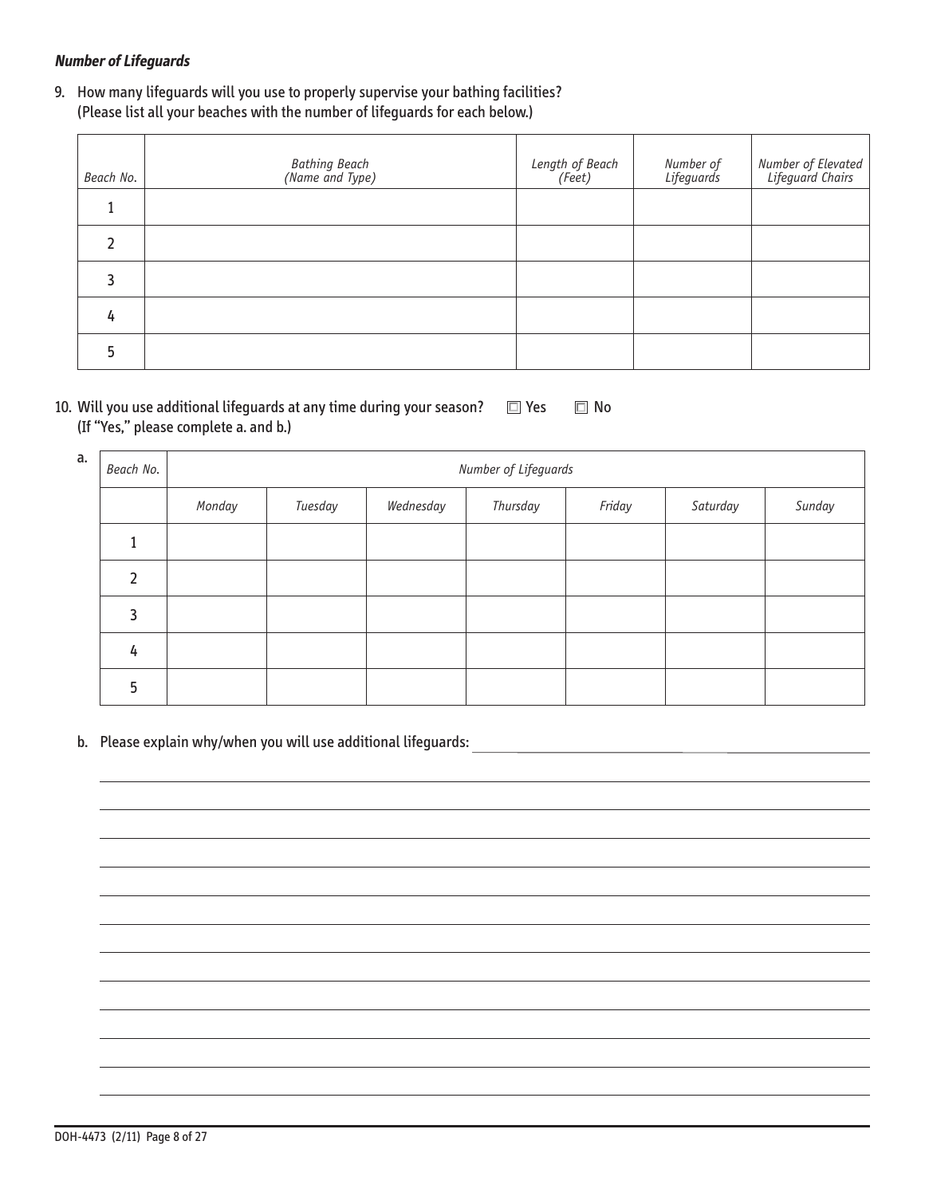***Number of Lifeguards***

9. How many lifeguards will you use to properly supervise your bathing facilities? (Please list all your beaches with the number of lifeguards for each below.)

| *Beach No.* | *Bathing Beach (Name and Type)* | *Length of Beach (Feet)* | *Number of Lifeguards* | *Number of Elevated Lifeguard Chairs* |
|---|---|---|---|---|
| 1 | | | | |
| 2 | | | | |
| 3 | | | | |
| 4 | | | | |
| 5 | | | | |

10. Will you use additional lifeguards at any time during your season? ☐ Yes ☐ No
(If "Yes," please complete a. and b.)

a.

| *Beach No.* | *Number of Lifeguards* | | | | | | |
|---|---|---|---|---|---|---|---|
| | *Monday* | *Tuesday* | *Wednesday* | *Thursday* | *Friday* | *Saturday* | *Sunday* |
| 1 | | | | | | | |
| 2 | | | | | | | |
| 3 | | | | | | | |
| 4 | | | | | | | |
| 5 | | | | | | | |

b. Please explain why/when you will use additional lifeguards: ______________________________

DOH-4473 (2/11)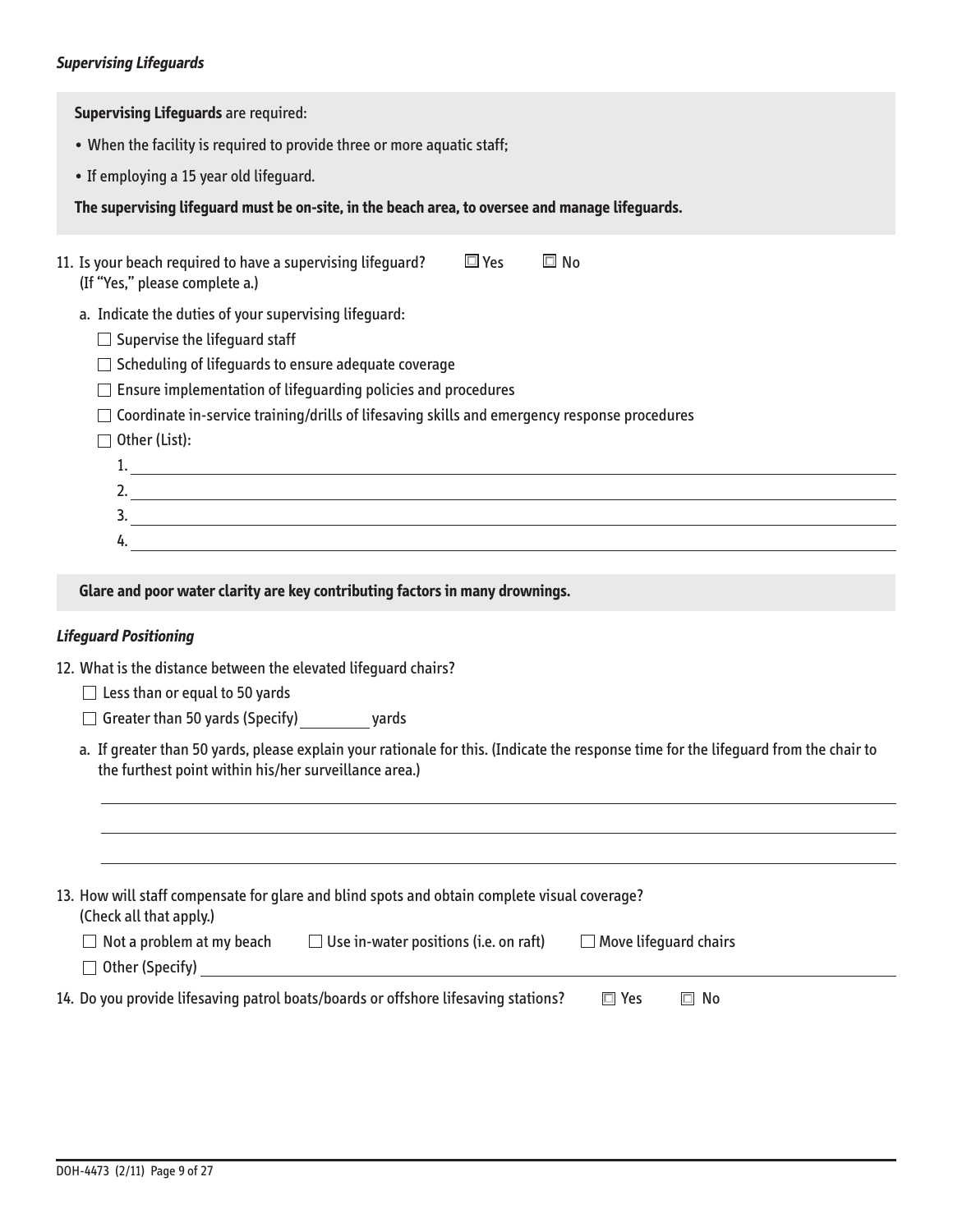***Supervising Lifeguards***

**Supervising Lifeguards** are required:

- When the facility is required to provide three or more aquatic staff;
- If employing a 15 year old lifeguard.

**The supervising lifeguard must be on-site, in the beach area, to oversee and manage lifeguards.**

11. Is your beach required to have a supervising lifeguard? ☐ Yes ☐ No
   (If "Yes," please complete a.)

   a. Indicate the duties of your supervising lifeguard:

      ☐ Supervise the lifeguard staff

      ☐ Scheduling of lifeguards to ensure adequate coverage

      ☐ Ensure implementation of lifeguarding policies and procedures

      ☐ Coordinate in-service training/drills of lifesaving skills and emergency response procedures

      ☐ Other (List):

      1. ______________________________
      2. ______________________________
      3. ______________________________
      4. ______________________________

**Glare and poor water clarity are key contributing factors in many drownings.**

***Lifeguard Positioning***

12. What is the distance between the elevated lifeguard chairs?

   ☐ Less than or equal to 50 yards

   ☐ Greater than 50 yards (Specify) ________ yards

   a. If greater than 50 yards, please explain your rationale for this. (Indicate the response time for the lifeguard from the chair to the furthest point within his/her surveillance area.)

   ______________________________

   ______________________________

   ______________________________

13. How will staff compensate for glare and blind spots and obtain complete visual coverage?
   (Check all that apply.)

   ☐ Not a problem at my beach ☐ Use in-water positions (i.e. on raft) ☐ Move lifeguard chairs

   ☐ Other (Specify) ______________________________

14. Do you provide lifesaving patrol boats/boards or offshore lifesaving stations? ☐ Yes ☐ No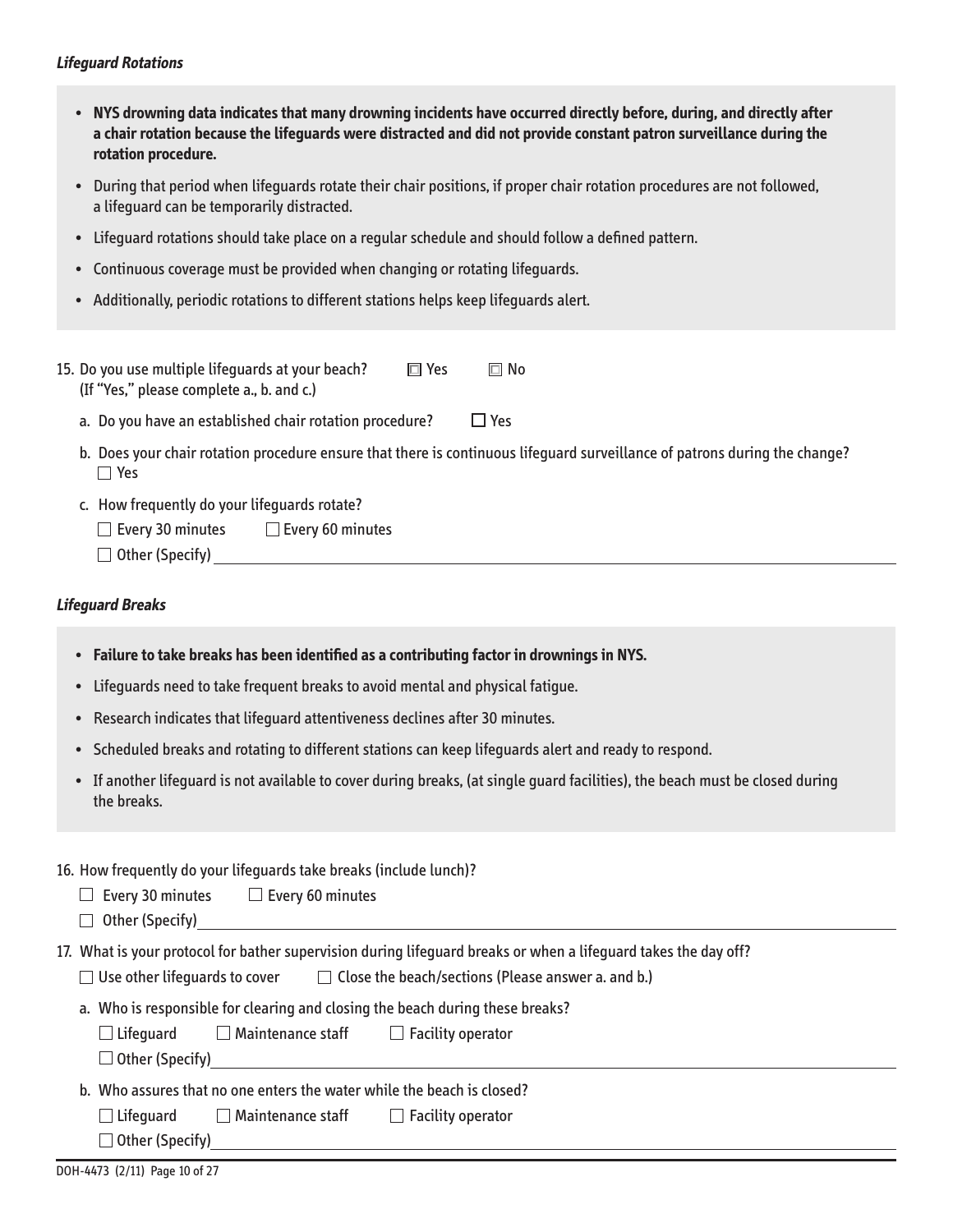***Lifeguard Rotations***

- **NYS drowning data indicates that many drowning incidents have occurred directly before, during, and directly after a chair rotation because the lifeguards were distracted and did not provide constant patron surveillance during the rotation procedure.**
- During that period when lifeguards rotate their chair positions, if proper chair rotation procedures are not followed, a lifeguard can be temporarily distracted.
- Lifeguard rotations should take place on a regular schedule and should follow a defined pattern.
- Continuous coverage must be provided when changing or rotating lifeguards.
- Additionally, periodic rotations to different stations helps keep lifeguards alert.

15. Do you use multiple lifeguards at your beach? ☐ Yes ☐ No
(If "Yes," please complete a., b. and c.)

a. Do you have an established chair rotation procedure? ☐ Yes

b. Does your chair rotation procedure ensure that there is continuous lifeguard surveillance of patrons during the change?
☐ Yes

c. How frequently do your lifeguards rotate?
☐ Every 30 minutes ☐ Every 60 minutes
☐ Other (Specify) ______________________________

***Lifeguard Breaks***

- **Failure to take breaks has been identified as a contributing factor in drownings in NYS.**
- Lifeguards need to take frequent breaks to avoid mental and physical fatigue.
- Research indicates that lifeguard attentiveness declines after 30 minutes.
- Scheduled breaks and rotating to different stations can keep lifeguards alert and ready to respond.
- If another lifeguard is not available to cover during breaks, (at single guard facilities), the beach must be closed during the breaks.

16. How frequently do your lifeguards take breaks (include lunch)?
☐ Every 30 minutes ☐ Every 60 minutes
☐ Other (Specify) ______________________________

17. What is your protocol for bather supervision during lifeguard breaks or when a lifeguard takes the day off?
☐ Use other lifeguards to cover ☐ Close the beach/sections (Please answer a. and b.)

a. Who is responsible for clearing and closing the beach during these breaks?
☐ Lifeguard ☐ Maintenance staff ☐ Facility operator
☐ Other (Specify) ______________________________

b. Who assures that no one enters the water while the beach is closed?
☐ Lifeguard ☐ Maintenance staff ☐ Facility operator
☐ Other (Specify) ______________________________

DOH-4473 (2/11)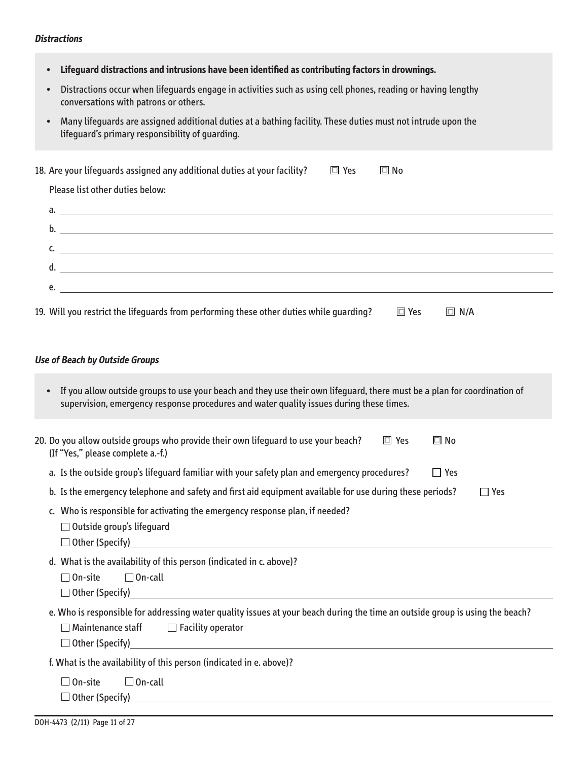***Distractions***

- **Lifeguard distractions and intrusions have been identified as contributing factors in drownings.**
- Distractions occur when lifeguards engage in activities such as using cell phones, reading or having lengthy conversations with patrons or others.
- Many lifeguards are assigned additional duties at a bathing facility. These duties must not intrude upon the lifeguard's primary responsibility of guarding.

18. Are your lifeguards assigned any additional duties at your facility? ☐ Yes ☐ No

    Please list other duties below:

    a. \_\_\_\_\_\_\_\_\_\_\_\_\_\_\_\_\_\_\_\_

    b. \_\_\_\_\_\_\_\_\_\_\_\_\_\_\_\_\_\_\_\_

    c. \_\_\_\_\_\_\_\_\_\_\_\_\_\_\_\_\_\_\_\_

    d. \_\_\_\_\_\_\_\_\_\_\_\_\_\_\_\_\_\_\_\_

    e. \_\_\_\_\_\_\_\_\_\_\_\_\_\_\_\_\_\_\_\_

19. Will you restrict the lifeguards from performing these other duties while guarding? ☐ Yes ☐ N/A

***Use of Beach by Outside Groups***

- If you allow outside groups to use your beach and they use their own lifeguard, there must be a plan for coordination of supervision, emergency response procedures and water quality issues during these times.

20. Do you allow outside groups who provide their own lifeguard to use your beach? ☐ Yes ☐ No
    (If "Yes," please complete a.-f.)

    a. Is the outside group's lifeguard familiar with your safety plan and emergency procedures? ☐ Yes

    b. Is the emergency telephone and safety and first aid equipment available for use during these periods? ☐ Yes

    c. Who is responsible for activating the emergency response plan, if needed?

       ☐ Outside group's lifeguard

       ☐ Other (Specify)\_\_\_\_\_\_\_\_\_\_\_\_\_\_\_\_\_\_\_\_

    d. What is the availability of this person (indicated in c. above)?

       ☐ On-site ☐ On-call

       ☐ Other (Specify)\_\_\_\_\_\_\_\_\_\_\_\_\_\_\_\_\_\_\_\_

    e. Who is responsible for addressing water quality issues at your beach during the time an outside group is using the beach?

       ☐ Maintenance staff ☐ Facility operator

       ☐ Other (Specify)\_\_\_\_\_\_\_\_\_\_\_\_\_\_\_\_\_\_\_\_

    f. What is the availability of this person (indicated in e. above)?

       ☐ On-site ☐ On-call

       ☐ Other (Specify)\_\_\_\_\_\_\_\_\_\_\_\_\_\_\_\_\_\_\_\_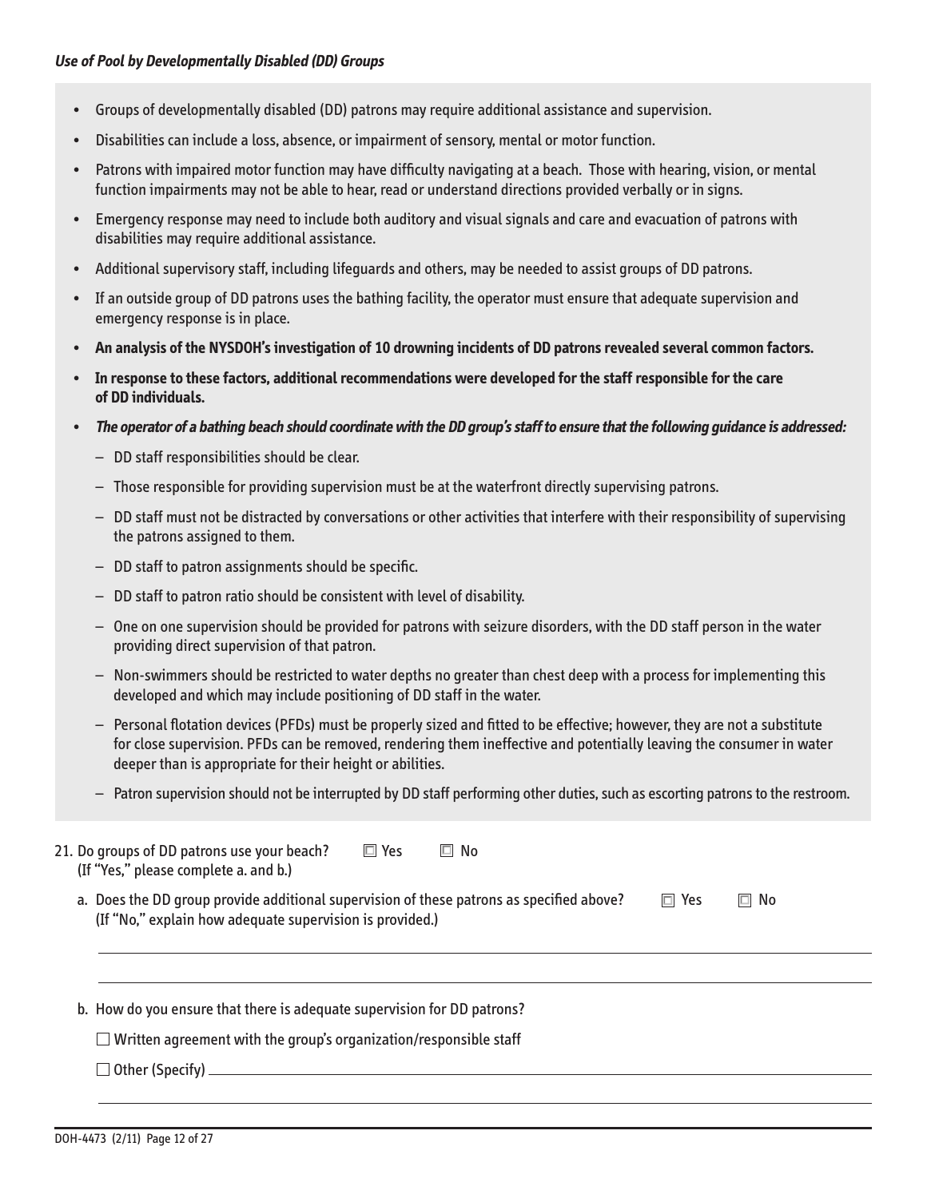***Use of Pool by Developmentally Disabled (DD) Groups***

- Groups of developmentally disabled (DD) patrons may require additional assistance and supervision.
- Disabilities can include a loss, absence, or impairment of sensory, mental or motor function.
- Patrons with impaired motor function may have difficulty navigating at a beach. Those with hearing, vision, or mental function impairments may not be able to hear, read or understand directions provided verbally or in signs.
- Emergency response may need to include both auditory and visual signals and care and evacuation of patrons with disabilities may require additional assistance.
- Additional supervisory staff, including lifeguards and others, may be needed to assist groups of DD patrons.
- If an outside group of DD patrons uses the bathing facility, the operator must ensure that adequate supervision and emergency response is in place.
- **An analysis of the NYSDOH's investigation of 10 drowning incidents of DD patrons revealed several common factors.**
- **In response to these factors, additional recommendations were developed for the staff responsible for the care of DD individuals.**
- ***The operator of a bathing beach should coordinate with the DD group's staff to ensure that the following guidance is addressed:***
  - DD staff responsibilities should be clear.
  - Those responsible for providing supervision must be at the waterfront directly supervising patrons.
  - DD staff must not be distracted by conversations or other activities that interfere with their responsibility of supervising the patrons assigned to them.
  - DD staff to patron assignments should be specific.
  - DD staff to patron ratio should be consistent with level of disability.
  - One on one supervision should be provided for patrons with seizure disorders, with the DD staff person in the water providing direct supervision of that patron.
  - Non-swimmers should be restricted to water depths no greater than chest deep with a process for implementing this developed and which may include positioning of DD staff in the water.
  - Personal flotation devices (PFDs) must be properly sized and fitted to be effective; however, they are not a substitute for close supervision. PFDs can be removed, rendering them ineffective and potentially leaving the consumer in water deeper than is appropriate for their height or abilities.
  - Patron supervision should not be interrupted by DD staff performing other duties, such as escorting patrons to the restroom.

21. Do groups of DD patrons use your beach? ☐ Yes ☐ No
    (If "Yes," please complete a. and b.)

    a. Does the DD group provide additional supervision of these patrons as specified above? ☐ Yes ☐ No
    (If "No," explain how adequate supervision is provided.)

    ______________________________________________

    ______________________________________________

    b. How do you ensure that there is adequate supervision for DD patrons?

    ☐ Written agreement with the group's organization/responsible staff

    ☐ Other (Specify) ______________________________________________

    ______________________________________________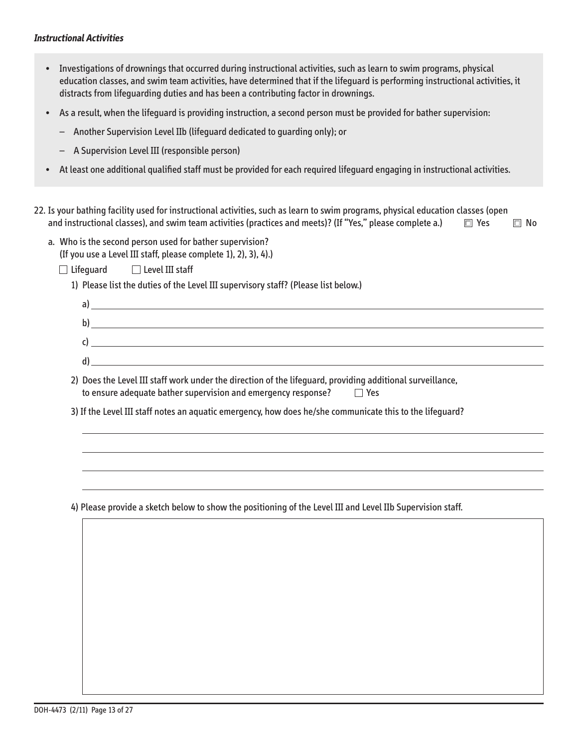***Instructional Activities***

- Investigations of drownings that occurred during instructional activities, such as learn to swim programs, physical education classes, and swim team activities, have determined that if the lifeguard is performing instructional activities, it distracts from lifeguarding duties and has been a contributing factor in drownings.
- As a result, when the lifeguard is providing instruction, a second person must be provided for bather supervision:
  - Another Supervision Level IIb (lifeguard dedicated to guarding only); or
  - A Supervision Level III (responsible person)
- At least one additional qualified staff must be provided for each required lifeguard engaging in instructional activities.

22. Is your bathing facility used for instructional activities, such as learn to swim programs, physical education classes (open and instructional classes), and swim team activities (practices and meets)? (If "Yes," please complete a.) ☐ Yes ☐ No

    a. Who is the second person used for bather supervision?
    (If you use a Level III staff, please complete 1), 2), 3), 4).)

    ☐ Lifeguard ☐ Level III staff

    1) Please list the duties of the Level III supervisory staff? (Please list below.)

       a) ______________________________

       b) ______________________________

       c) ______________________________

       d) ______________________________

    2) Does the Level III staff work under the direction of the lifeguard, providing additional surveillance, to ensure adequate bather supervision and emergency response? ☐ Yes

    3) If the Level III staff notes an aquatic emergency, how does he/she communicate this to the lifeguard?

       ______________________________

       ______________________________

       ______________________________

       ______________________________

    4) Please provide a sketch below to show the positioning of the Level III and Level IIb Supervision staff.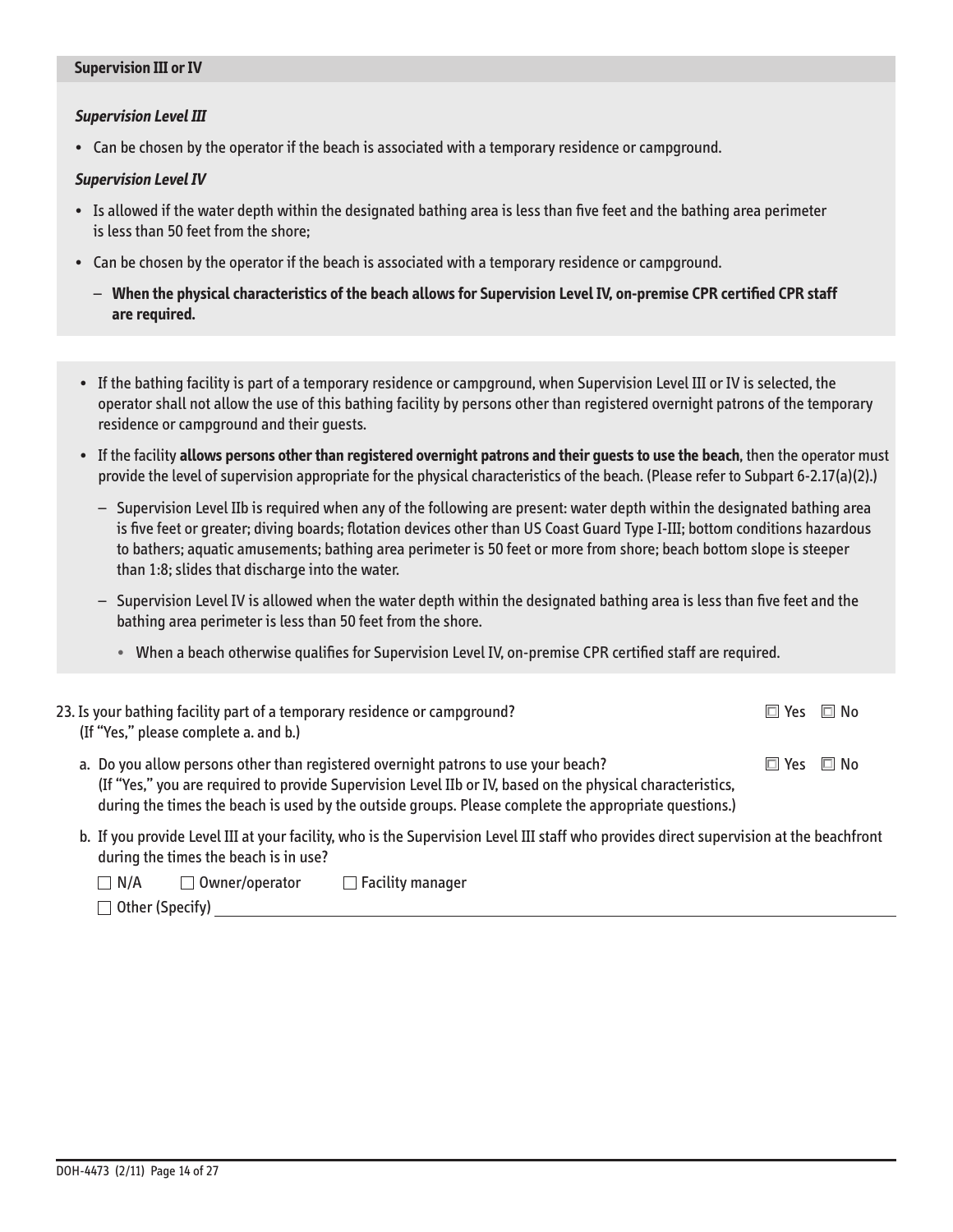## Supervision III or IV

***Supervision Level III***

- Can be chosen by the operator if the beach is associated with a temporary residence or campground.

***Supervision Level IV***

- Is allowed if the water depth within the designated bathing area is less than five feet and the bathing area perimeter is less than 50 feet from the shore;
- Can be chosen by the operator if the beach is associated with a temporary residence or campground.
  - **When the physical characteristics of the beach allows for Supervision Level IV, on-premise CPR certified CPR staff are required.**

- If the bathing facility is part of a temporary residence or campground, when Supervision Level III or IV is selected, the operator shall not allow the use of this bathing facility by persons other than registered overnight patrons of the temporary residence or campground and their guests.
- If the facility **allows persons other than registered overnight patrons and their guests to use the beach**, then the operator must provide the level of supervision appropriate for the physical characteristics of the beach. (Please refer to Subpart 6-2.17(a)(2).)
  - Supervision Level IIb is required when any of the following are present: water depth within the designated bathing area is five feet or greater; diving boards; flotation devices other than US Coast Guard Type I-III; bottom conditions hazardous to bathers; aquatic amusements; bathing area perimeter is 50 feet or more from shore; beach bottom slope is steeper than 1:8; slides that discharge into the water.
  - Supervision Level IV is allowed when the water depth within the designated bathing area is less than five feet and the bathing area perimeter is less than 50 feet from the shore.
    - When a beach otherwise qualifies for Supervision Level IV, on-premise CPR certified staff are required.

23. Is your bathing facility part of a temporary residence or campground? (If "Yes," please complete a. and b.) ☐ Yes ☐ No

    a. Do you allow persons other than registered overnight patrons to use your beach? ☐ Yes ☐ No
    (If "Yes," you are required to provide Supervision Level IIb or IV, based on the physical characteristics, during the times the beach is used by the outside groups. Please complete the appropriate questions.)

    b. If you provide Level III at your facility, who is the Supervision Level III staff who provides direct supervision at the beachfront during the times the beach is in use?

    ☐ N/A ☐ Owner/operator ☐ Facility manager

    ☐ Other (Specify) ______________________________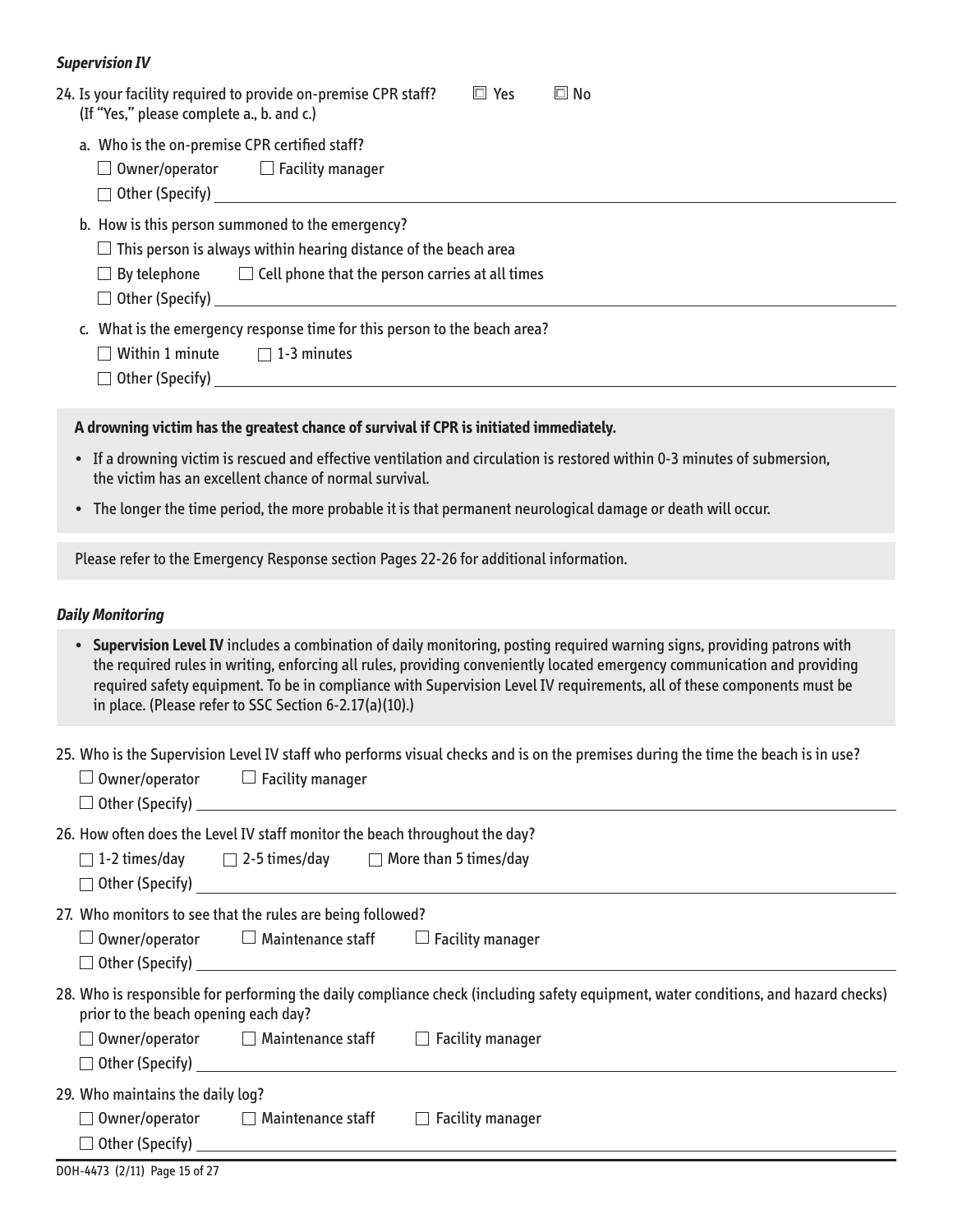***Supervision IV***

24. Is your facility required to provide on-premise CPR staff? ☐ Yes ☐ No
(If "Yes," please complete a., b. and c.)

   a. Who is the on-premise CPR certified staff?

   ☐ Owner/operator ☐ Facility manager

   ☐ Other (Specify) ____________________

   b. How is this person summoned to the emergency?

   ☐ This person is always within hearing distance of the beach area

   ☐ By telephone ☐ Cell phone that the person carries at all times

   ☐ Other (Specify) ____________________

   c. What is the emergency response time for this person to the beach area?

   ☐ Within 1 minute ☐ 1-3 minutes

   ☐ Other (Specify) ____________________

**A drowning victim has the greatest chance of survival if CPR is initiated immediately.**

- If a drowning victim is rescued and effective ventilation and circulation is restored within 0-3 minutes of submersion, the victim has an excellent chance of normal survival.
- The longer the time period, the more probable it is that permanent neurological damage or death will occur.

Please refer to the Emergency Response section Pages 22-26 for additional information.

***Daily Monitoring***

- **Supervision Level IV** includes a combination of daily monitoring, posting required warning signs, providing patrons with the required rules in writing, enforcing all rules, providing conveniently located emergency communication and providing required safety equipment. To be in compliance with Supervision Level IV requirements, all of these components must be in place. (Please refer to SSC Section 6-2.17(a)(10).)

25. Who is the Supervision Level IV staff who performs visual checks and is on the premises during the time the beach is in use?

   ☐ Owner/operator ☐ Facility manager

   ☐ Other (Specify) ____________________

26. How often does the Level IV staff monitor the beach throughout the day?

   ☐ 1-2 times/day ☐ 2-5 times/day ☐ More than 5 times/day

   ☐ Other (Specify) ____________________

27. Who monitors to see that the rules are being followed?

   ☐ Owner/operator ☐ Maintenance staff ☐ Facility manager

   ☐ Other (Specify) ____________________

28. Who is responsible for performing the daily compliance check (including safety equipment, water conditions, and hazard checks) prior to the beach opening each day?

   ☐ Owner/operator ☐ Maintenance staff ☐ Facility manager

   ☐ Other (Specify) ____________________

29. Who maintains the daily log?

   ☐ Owner/operator ☐ Maintenance staff ☐ Facility manager

   ☐ Other (Specify) ____________________

DOH-4473 (2/11)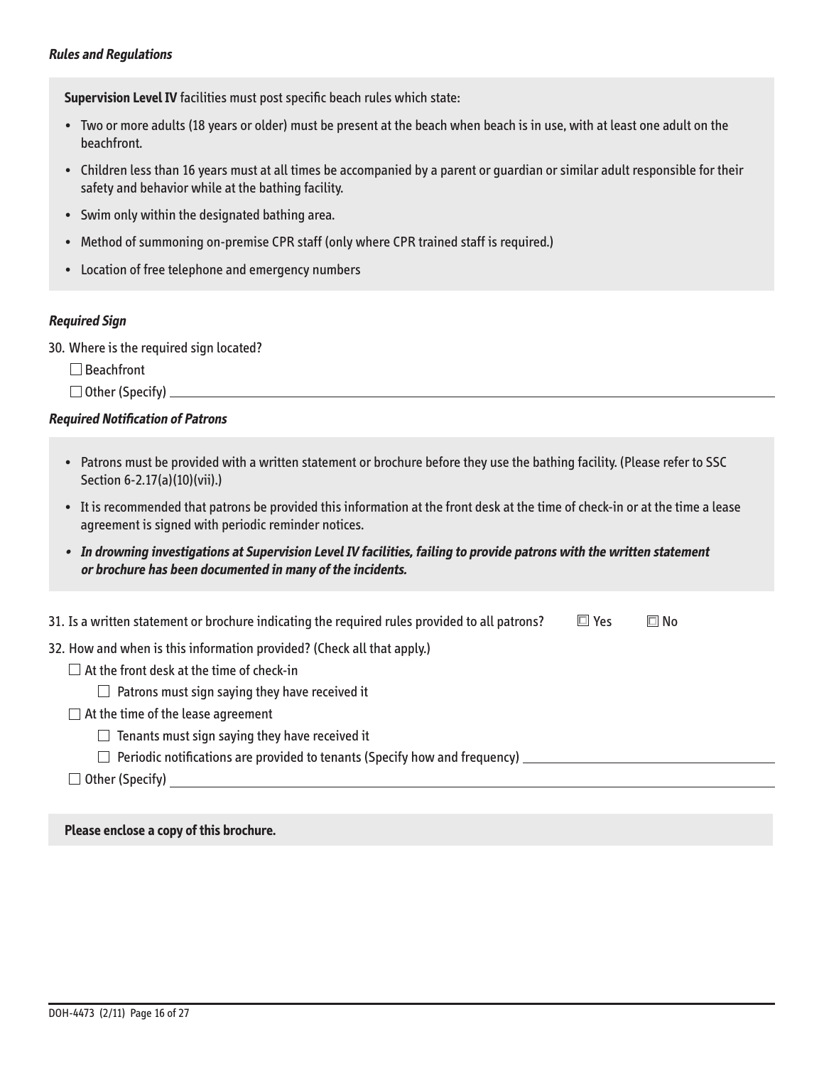***Rules and Regulations***

**Supervision Level IV** facilities must post specific beach rules which state:

- Two or more adults (18 years or older) must be present at the beach when beach is in use, with at least one adult on the beachfront.
- Children less than 16 years must at all times be accompanied by a parent or guardian or similar adult responsible for their safety and behavior while at the bathing facility.
- Swim only within the designated bathing area.
- Method of summoning on-premise CPR staff (only where CPR trained staff is required.)
- Location of free telephone and emergency numbers

***Required Sign***

30. Where is the required sign located?

☐ Beachfront

☐ Other (Specify) ______________________________

***Required Notification of Patrons***

- Patrons must be provided with a written statement or brochure before they use the bathing facility. (Please refer to SSC Section 6-2.17(a)(10)(vii).)
- It is recommended that patrons be provided this information at the front desk at the time of check-in or at the time a lease agreement is signed with periodic reminder notices.
- ***In drowning investigations at Supervision Level IV facilities, failing to provide patrons with the written statement or brochure has been documented in many of the incidents.***

31. Is a written statement or brochure indicating the required rules provided to all patrons? ☐ Yes ☐ No

32. How and when is this information provided? (Check all that apply.)

☐ At the front desk at the time of check-in

  ☐ Patrons must sign saying they have received it

☐ At the time of the lease agreement

  ☐ Tenants must sign saying they have received it

  ☐ Periodic notifications are provided to tenants (Specify how and frequency) ______________________________

☐ Other (Specify) ______________________________

**Please enclose a copy of this brochure.**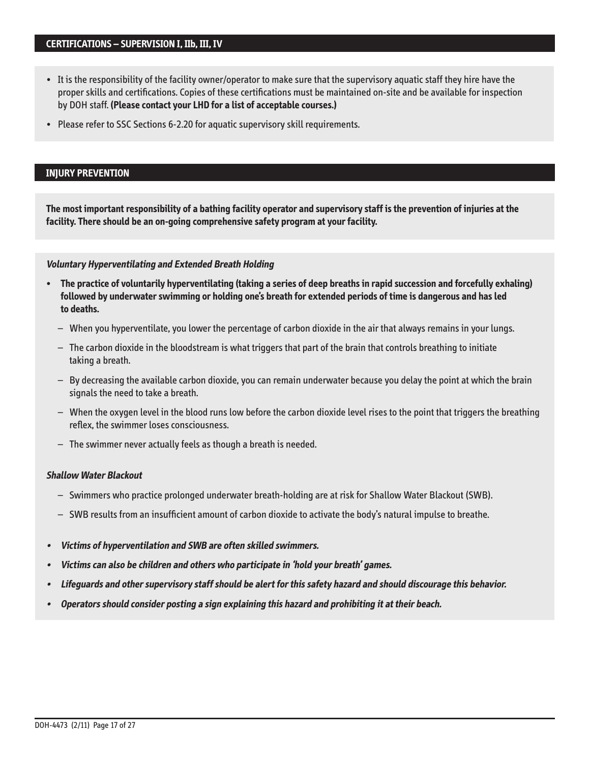## CERTIFICATIONS – SUPERVISION I, IIb, III, IV

- It is the responsibility of the facility owner/operator to make sure that the supervisory aquatic staff they hire have the proper skills and certifications. Copies of these certifications must be maintained on-site and be available for inspection by DOH staff. **(Please contact your LHD for a list of acceptable courses.)**
- Please refer to SSC Sections 6-2.20 for aquatic supervisory skill requirements.

## INJURY PREVENTION

**The most important responsibility of a bathing facility operator and supervisory staff is the prevention of injuries at the facility. There should be an on-going comprehensive safety program at your facility.**

***Voluntary Hyperventilating and Extended Breath Holding***

- **The practice of voluntarily hyperventilating (taking a series of deep breaths in rapid succession and forcefully exhaling) followed by underwater swimming or holding one's breath for extended periods of time is dangerous and has led to deaths.**
  - When you hyperventilate, you lower the percentage of carbon dioxide in the air that always remains in your lungs.
  - The carbon dioxide in the bloodstream is what triggers that part of the brain that controls breathing to initiate taking a breath.
  - By decreasing the available carbon dioxide, you can remain underwater because you delay the point at which the brain signals the need to take a breath.
  - When the oxygen level in the blood runs low before the carbon dioxide level rises to the point that triggers the breathing reflex, the swimmer loses consciousness.
  - The swimmer never actually feels as though a breath is needed.

***Shallow Water Blackout***

- Swimmers who practice prolonged underwater breath-holding are at risk for Shallow Water Blackout (SWB).
- SWB results from an insufficient amount of carbon dioxide to activate the body's natural impulse to breathe.

- ***Victims of hyperventilation and SWB are often skilled swimmers.***
- ***Victims can also be children and others who participate in 'hold your breath' games.***
- ***Lifeguards and other supervisory staff should be alert for this safety hazard and should discourage this behavior.***
- ***Operators should consider posting a sign explaining this hazard and prohibiting it at their beach.***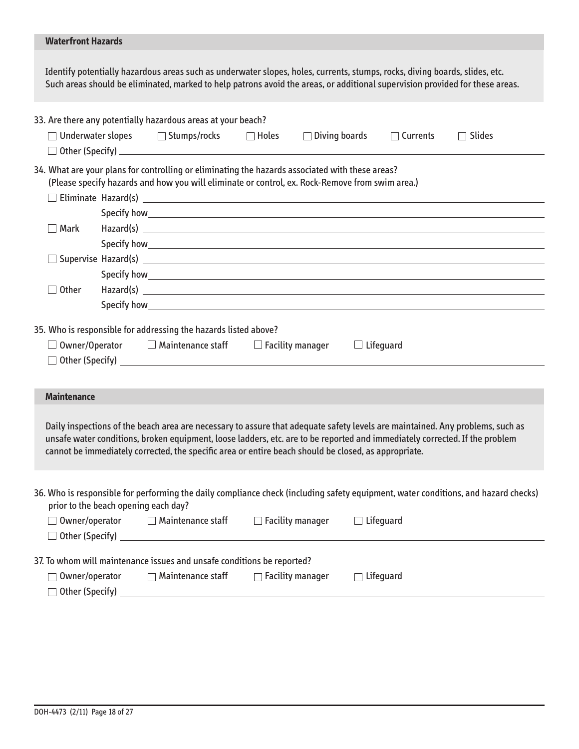## Waterfront Hazards

Identify potentially hazardous areas such as underwater slopes, holes, currents, stumps, rocks, diving boards, slides, etc. Such areas should be eliminated, marked to help patrons avoid the areas, or additional supervision provided for these areas.

33. Are there any potentially hazardous areas at your beach?

☐ Underwater slopes ☐ Stumps/rocks ☐ Holes ☐ Diving boards ☐ Currents ☐ Slides

☐ Other (Specify) ____________________

34. What are your plans for controlling or eliminating the hazards associated with these areas? (Please specify hazards and how you will eliminate or control, ex. Rock-Remove from swim area.)

☐ Eliminate Hazard(s) ____________________

Specify how ____________________

☐ Mark Hazard(s) ____________________

Specify how ____________________

☐ Supervise Hazard(s) ____________________

Specify how ____________________

☐ Other Hazard(s) ____________________

Specify how ____________________

35. Who is responsible for addressing the hazards listed above?

☐ Owner/Operator ☐ Maintenance staff ☐ Facility manager ☐ Lifeguard

☐ Other (Specify) ____________________

## Maintenance

Daily inspections of the beach area are necessary to assure that adequate safety levels are maintained. Any problems, such as unsafe water conditions, broken equipment, loose ladders, etc. are to be reported and immediately corrected. If the problem cannot be immediately corrected, the specific area or entire beach should be closed, as appropriate.

36. Who is responsible for performing the daily compliance check (including safety equipment, water conditions, and hazard checks) prior to the beach opening each day?

☐ Owner/operator ☐ Maintenance staff ☐ Facility manager ☐ Lifeguard

☐ Other (Specify) ____________________

37. To whom will maintenance issues and unsafe conditions be reported?

☐ Owner/operator ☐ Maintenance staff ☐ Facility manager ☐ Lifeguard

☐ Other (Specify) ____________________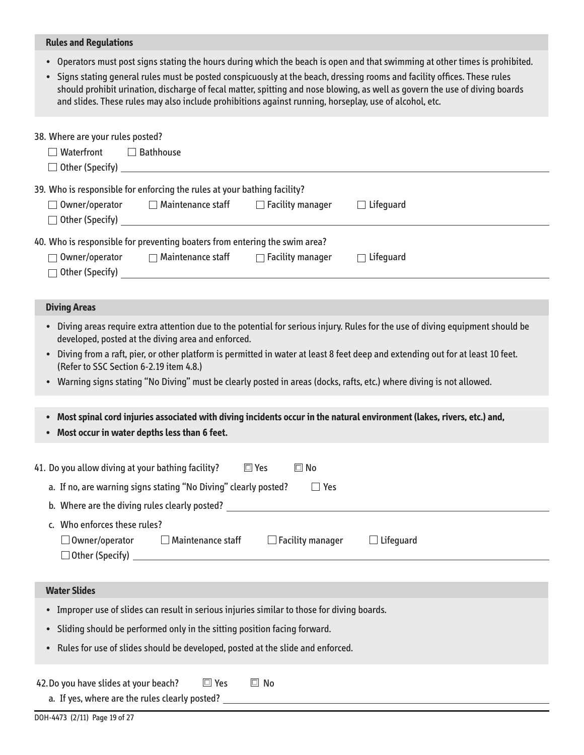### Rules and Regulations

- Operators must post signs stating the hours during which the beach is open and that swimming at other times is prohibited.
- Signs stating general rules must be posted conspicuously at the beach, dressing rooms and facility offices. These rules should prohibit urination, discharge of fecal matter, spitting and nose blowing, as well as govern the use of diving boards and slides. These rules may also include prohibitions against running, horseplay, use of alcohol, etc.

38. Where are your rules posted?

☐ Waterfront ☐ Bathhouse

☐ Other (Specify) ______________________________

39. Who is responsible for enforcing the rules at your bathing facility?

☐ Owner/operator ☐ Maintenance staff ☐ Facility manager ☐ Lifeguard

☐ Other (Specify) ______________________________

40. Who is responsible for preventing boaters from entering the swim area?

☐ Owner/operator ☐ Maintenance staff ☐ Facility manager ☐ Lifeguard

☐ Other (Specify) ______________________________

### Diving Areas

- Diving areas require extra attention due to the potential for serious injury. Rules for the use of diving equipment should be developed, posted at the diving area and enforced.
- Diving from a raft, pier, or other platform is permitted in water at least 8 feet deep and extending out for at least 10 feet. (Refer to SSC Section 6-2.19 item 4.8.)
- Warning signs stating "No Diving" must be clearly posted in areas (docks, rafts, etc.) where diving is not allowed.

- **Most spinal cord injuries associated with diving incidents occur in the natural environment (lakes, rivers, etc.) and,**
- **Most occur in water depths less than 6 feet.**

41. Do you allow diving at your bathing facility? ☐ Yes ☐ No

a. If no, are warning signs stating "No Diving" clearly posted? ☐ Yes

b. Where are the diving rules clearly posted? ______________________________

c. Who enforces these rules?

☐ Owner/operator ☐ Maintenance staff ☐ Facility manager ☐ Lifeguard

☐ Other (Specify) ______________________________

### Water Slides

- Improper use of slides can result in serious injuries similar to those for diving boards.
- Sliding should be performed only in the sitting position facing forward.
- Rules for use of slides should be developed, posted at the slide and enforced.

42. Do you have slides at your beach? ☐ Yes ☐ No

a. If yes, where are the rules clearly posted? ______________________________

DOH-4473 (2/11)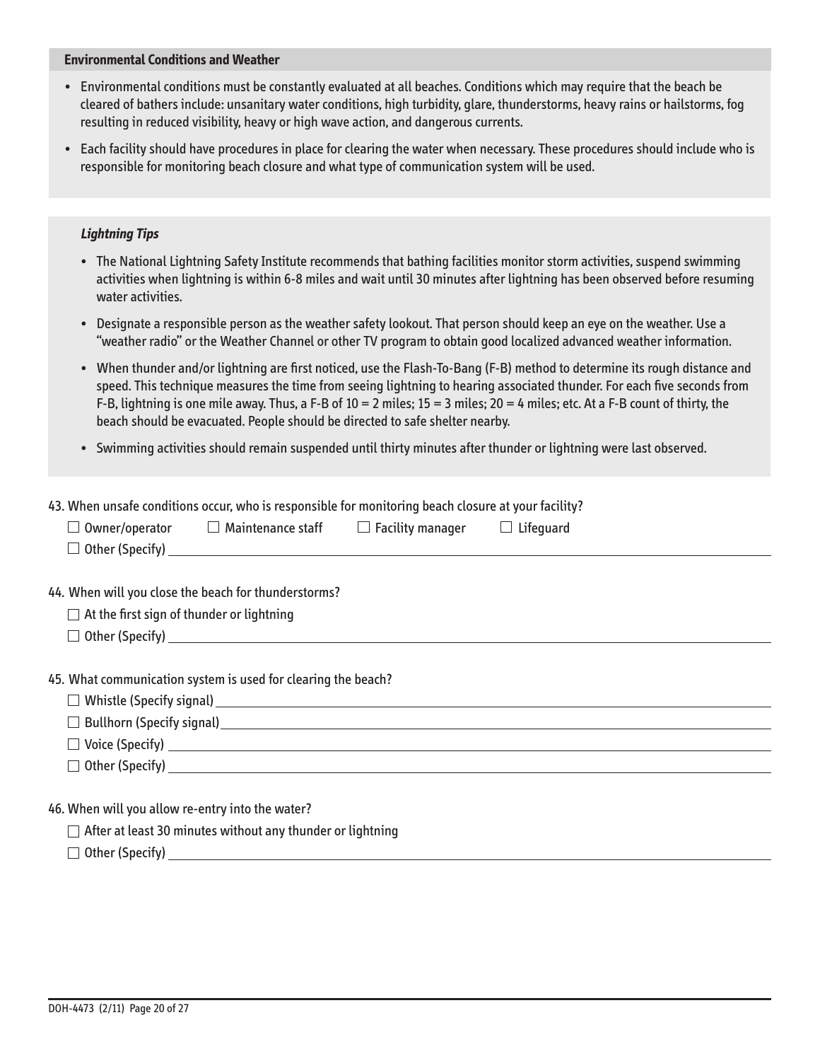### Environmental Conditions and Weather

- Environmental conditions must be constantly evaluated at all beaches. Conditions which may require that the beach be cleared of bathers include: unsanitary water conditions, high turbidity, glare, thunderstorms, heavy rains or hailstorms, fog resulting in reduced visibility, heavy or high wave action, and dangerous currents.
- Each facility should have procedures in place for clearing the water when necessary. These procedures should include who is responsible for monitoring beach closure and what type of communication system will be used.

***Lightning Tips***

- The National Lightning Safety Institute recommends that bathing facilities monitor storm activities, suspend swimming activities when lightning is within 6-8 miles and wait until 30 minutes after lightning has been observed before resuming water activities.
- Designate a responsible person as the weather safety lookout. That person should keep an eye on the weather. Use a "weather radio" or the Weather Channel or other TV program to obtain good localized advanced weather information.
- When thunder and/or lightning are first noticed, use the Flash-To-Bang (F-B) method to determine its rough distance and speed. This technique measures the time from seeing lightning to hearing associated thunder. For each five seconds from F-B, lightning is one mile away. Thus, a F-B of 10 = 2 miles; 15 = 3 miles; 20 = 4 miles; etc. At a F-B count of thirty, the beach should be evacuated. People should be directed to safe shelter nearby.
- Swimming activities should remain suspended until thirty minutes after thunder or lightning were last observed.

43. When unsafe conditions occur, who is responsible for monitoring beach closure at your facility?

☐ Owner/operator ☐ Maintenance staff ☐ Facility manager ☐ Lifeguard

☐ Other (Specify) ______________________

44. When will you close the beach for thunderstorms?

☐ At the first sign of thunder or lightning

☐ Other (Specify) ______________________

45. What communication system is used for clearing the beach?

☐ Whistle (Specify signal) ______________________

☐ Bullhorn (Specify signal) ______________________

☐ Voice (Specify) ______________________

☐ Other (Specify) ______________________

46. When will you allow re-entry into the water?

☐ After at least 30 minutes without any thunder or lightning

☐ Other (Specify) ______________________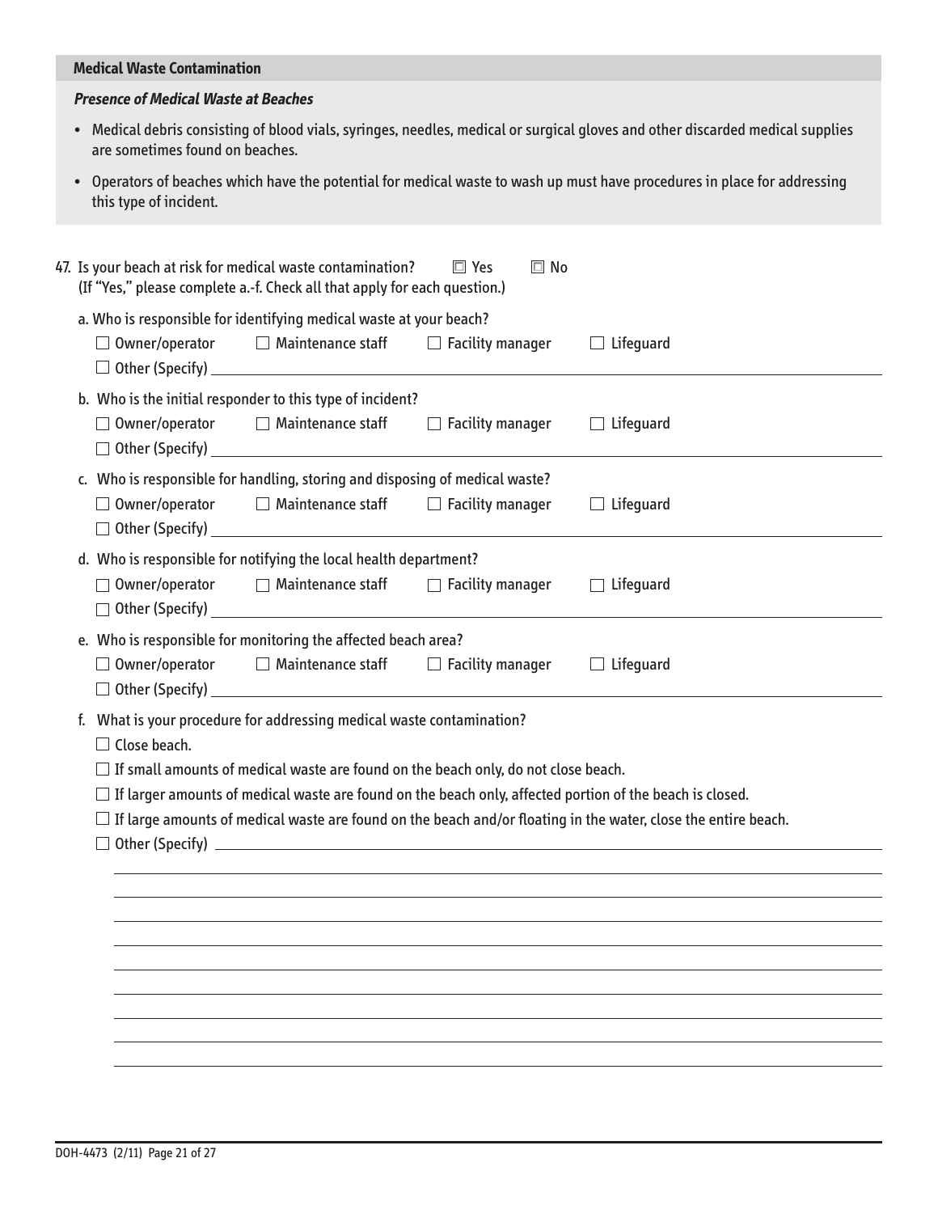## Medical Waste Contamination

### *Presence of Medical Waste at Beaches*

- Medical debris consisting of blood vials, syringes, needles, medical or surgical gloves and other discarded medical supplies are sometimes found on beaches.
- Operators of beaches which have the potential for medical waste to wash up must have procedures in place for addressing this type of incident.

47. Is your beach at risk for medical waste contamination? ☐ Yes ☐ No
(If "Yes," please complete a.-f. Check all that apply for each question.)

a. Who is responsible for identifying medical waste at your beach?
☐ Owner/operator ☐ Maintenance staff ☐ Facility manager ☐ Lifeguard
☐ Other (Specify) ______________________

b. Who is the initial responder to this type of incident?
☐ Owner/operator ☐ Maintenance staff ☐ Facility manager ☐ Lifeguard
☐ Other (Specify) ______________________

c. Who is responsible for handling, storing and disposing of medical waste?
☐ Owner/operator ☐ Maintenance staff ☐ Facility manager ☐ Lifeguard
☐ Other (Specify) ______________________

d. Who is responsible for notifying the local health department?
☐ Owner/operator ☐ Maintenance staff ☐ Facility manager ☐ Lifeguard
☐ Other (Specify) ______________________

e. Who is responsible for monitoring the affected beach area?
☐ Owner/operator ☐ Maintenance staff ☐ Facility manager ☐ Lifeguard
☐ Other (Specify) ______________________

f. What is your procedure for addressing medical waste contamination?
☐ Close beach.
☐ If small amounts of medical waste are found on the beach only, do not close beach.
☐ If larger amounts of medical waste are found on the beach only, affected portion of the beach is closed.
☐ If large amounts of medical waste are found on the beach and/or floating in the water, close the entire beach.
☐ Other (Specify) ______________________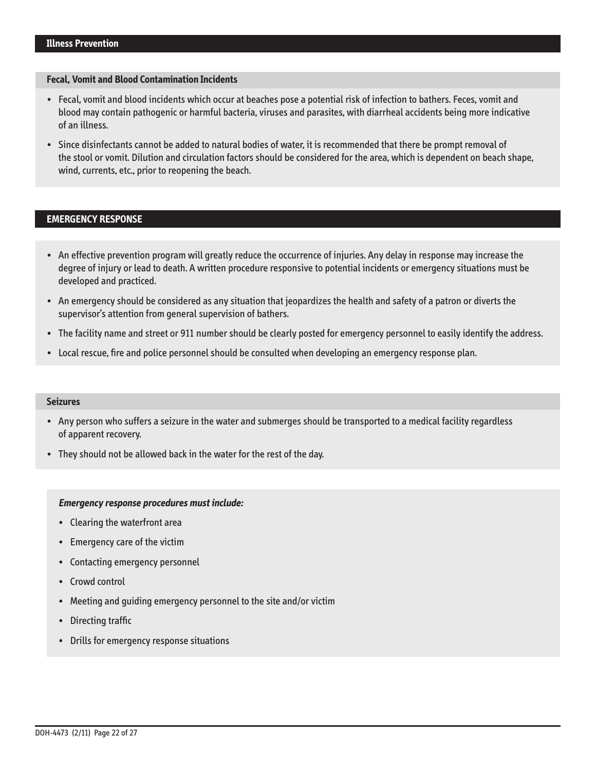## Illness Prevention

### Fecal, Vomit and Blood Contamination Incidents

- Fecal, vomit and blood incidents which occur at beaches pose a potential risk of infection to bathers. Feces, vomit and blood may contain pathogenic or harmful bacteria, viruses and parasites, with diarrheal accidents being more indicative of an illness.
- Since disinfectants cannot be added to natural bodies of water, it is recommended that there be prompt removal of the stool or vomit. Dilution and circulation factors should be considered for the area, which is dependent on beach shape, wind, currents, etc., prior to reopening the beach.

## EMERGENCY RESPONSE

- An effective prevention program will greatly reduce the occurrence of injuries. Any delay in response may increase the degree of injury or lead to death. A written procedure responsive to potential incidents or emergency situations must be developed and practiced.
- An emergency should be considered as any situation that jeopardizes the health and safety of a patron or diverts the supervisor's attention from general supervision of bathers.
- The facility name and street or 911 number should be clearly posted for emergency personnel to easily identify the address.
- Local rescue, fire and police personnel should be consulted when developing an emergency response plan.

### Seizures

- Any person who suffers a seizure in the water and submerges should be transported to a medical facility regardless of apparent recovery.
- They should not be allowed back in the water for the rest of the day.

***Emergency response procedures must include:***

- Clearing the waterfront area
- Emergency care of the victim
- Contacting emergency personnel
- Crowd control
- Meeting and guiding emergency personnel to the site and/or victim
- Directing traffic
- Drills for emergency response situations

DOH-4473 (2/11)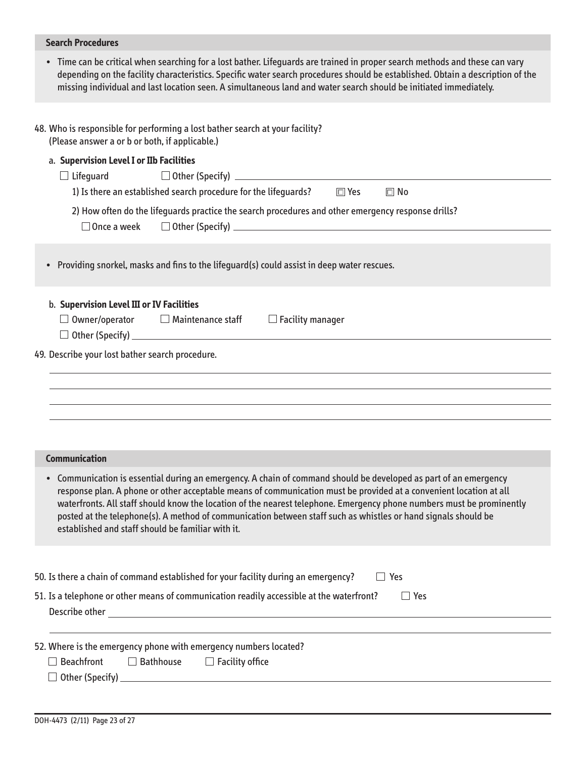## Search Procedures

- Time can be critical when searching for a lost bather. Lifeguards are trained in proper search methods and these can vary depending on the facility characteristics. Specific water search procedures should be established. Obtain a description of the missing individual and last location seen. A simultaneous land and water search should be initiated immediately.

48. Who is responsible for performing a lost bather search at your facility?
(Please answer a or b or both, if applicable.)

a. **Supervision Level I or IIb Facilities**

☐ Lifeguard ☐ Other (Specify) \_\_\_\_\_\_\_\_\_\_\_\_\_\_\_\_\_\_\_\_

1) Is there an established search procedure for the lifeguards? ☐ Yes ☐ No

2) How often do the lifeguards practice the search procedures and other emergency response drills?

☐ Once a week ☐ Other (Specify) \_\_\_\_\_\_\_\_\_\_\_\_\_\_\_\_\_\_\_\_

- Providing snorkel, masks and fins to the lifeguard(s) could assist in deep water rescues.

b. **Supervision Level III or IV Facilities**

☐ Owner/operator ☐ Maintenance staff ☐ Facility manager

☐ Other (Specify) \_\_\_\_\_\_\_\_\_\_\_\_\_\_\_\_\_\_\_\_

49. Describe your lost bather search procedure.

\_\_\_\_\_\_\_\_\_\_\_\_\_\_\_\_\_\_\_\_

\_\_\_\_\_\_\_\_\_\_\_\_\_\_\_\_\_\_\_\_

\_\_\_\_\_\_\_\_\_\_\_\_\_\_\_\_\_\_\_\_

\_\_\_\_\_\_\_\_\_\_\_\_\_\_\_\_\_\_\_\_

## Communication

- Communication is essential during an emergency. A chain of command should be developed as part of an emergency response plan. A phone or other acceptable means of communication must be provided at a convenient location at all waterfronts. All staff should know the location of the nearest telephone. Emergency phone numbers must be prominently posted at the telephone(s). A method of communication between staff such as whistles or hand signals should be established and staff should be familiar with it.

50. Is there a chain of command established for your facility during an emergency? ☐ Yes

51. Is a telephone or other means of communication readily accessible at the waterfront? ☐ Yes

Describe other \_\_\_\_\_\_\_\_\_\_\_\_\_\_\_\_\_\_\_\_

\_\_\_\_\_\_\_\_\_\_\_\_\_\_\_\_\_\_\_\_

52. Where is the emergency phone with emergency numbers located?

☐ Beachfront ☐ Bathhouse ☐ Facility office

☐ Other (Specify) \_\_\_\_\_\_\_\_\_\_\_\_\_\_\_\_\_\_\_\_

DOH-4473 (2/11)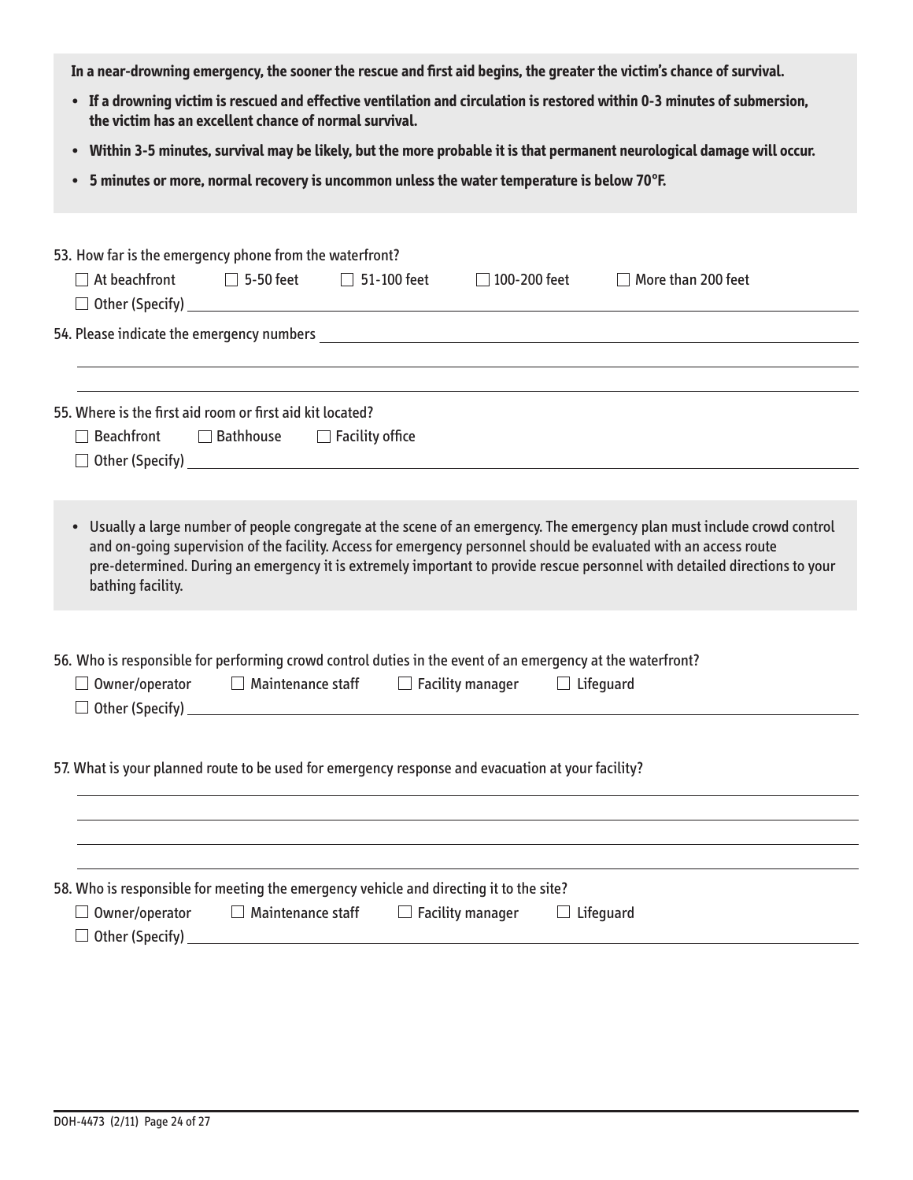**In a near-drowning emergency, the sooner the rescue and first aid begins, the greater the victim's chance of survival.**

- **If a drowning victim is rescued and effective ventilation and circulation is restored within 0-3 minutes of submersion, the victim has an excellent chance of normal survival.**
- **Within 3-5 minutes, survival may be likely, but the more probable it is that permanent neurological damage will occur.**
- **5 minutes or more, normal recovery is uncommon unless the water temperature is below 70°F.**

53. How far is the emergency phone from the waterfront?

☐ At beachfront ☐ 5-50 feet ☐ 51-100 feet ☐ 100-200 feet ☐ More than 200 feet

☐ Other (Specify) ____________________

54. Please indicate the emergency numbers ____________________

____________________

____________________

55. Where is the first aid room or first aid kit located?

☐ Beachfront ☐ Bathhouse ☐ Facility office

☐ Other (Specify) ____________________

- Usually a large number of people congregate at the scene of an emergency. The emergency plan must include crowd control and on-going supervision of the facility. Access for emergency personnel should be evaluated with an access route pre-determined. During an emergency it is extremely important to provide rescue personnel with detailed directions to your bathing facility.

56. Who is responsible for performing crowd control duties in the event of an emergency at the waterfront?

☐ Owner/operator ☐ Maintenance staff ☐ Facility manager ☐ Lifeguard

☐ Other (Specify) ____________________

57. What is your planned route to be used for emergency response and evacuation at your facility?

____________________

____________________

____________________

____________________

58. Who is responsible for meeting the emergency vehicle and directing it to the site?

☐ Owner/operator ☐ Maintenance staff ☐ Facility manager ☐ Lifeguard

☐ Other (Specify) ____________________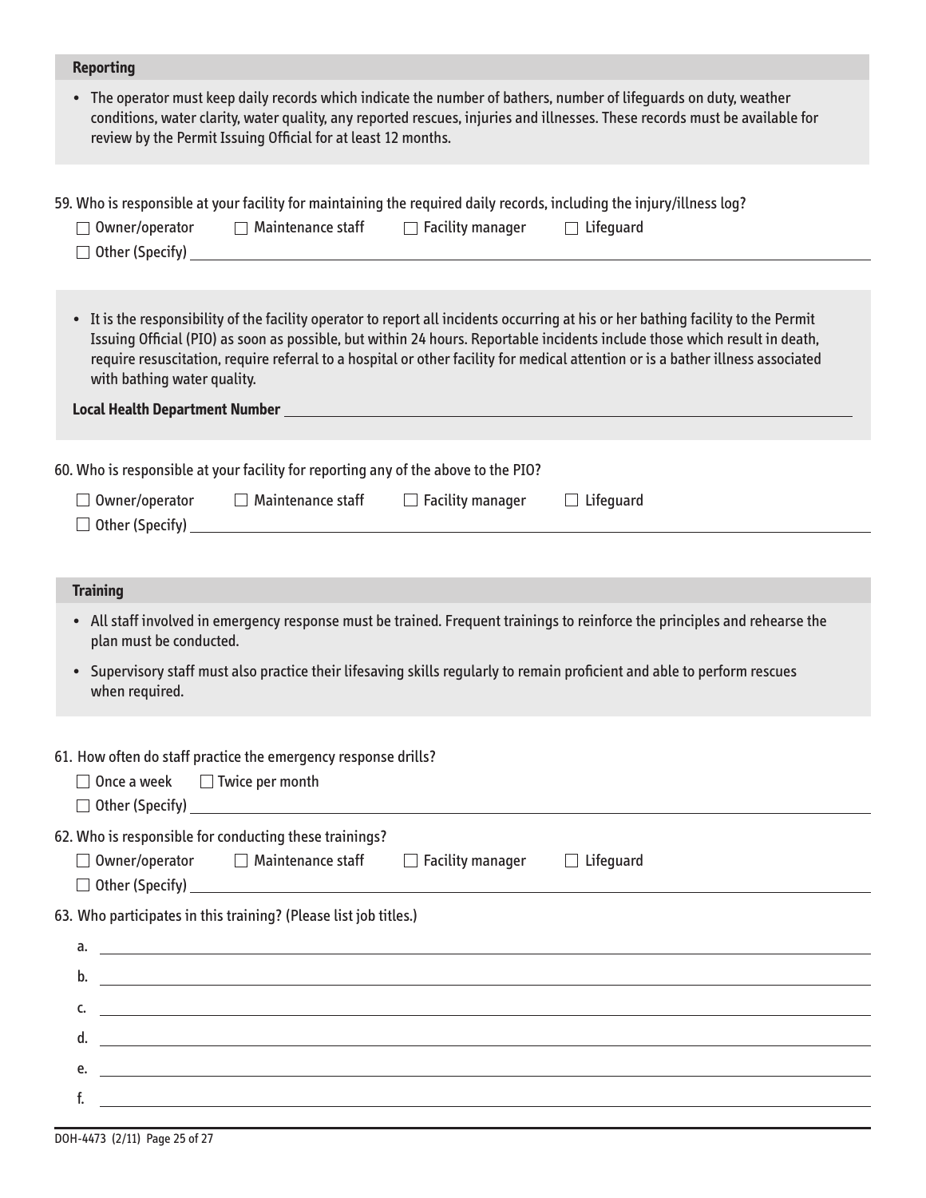### Reporting

- The operator must keep daily records which indicate the number of bathers, number of lifeguards on duty, weather conditions, water clarity, water quality, any reported rescues, injuries and illnesses. These records must be available for review by the Permit Issuing Official for at least 12 months.

59. Who is responsible at your facility for maintaining the required daily records, including the injury/illness log?

☐ Owner/operator ☐ Maintenance staff ☐ Facility manager ☐ Lifeguard

☐ Other (Specify) ______________________________

- It is the responsibility of the facility operator to report all incidents occurring at his or her bathing facility to the Permit Issuing Official (PIO) as soon as possible, but within 24 hours. Reportable incidents include those which result in death, require resuscitation, require referral to a hospital or other facility for medical attention or is a bather illness associated with bathing water quality.

**Local Health Department Number** ______________________________

60. Who is responsible at your facility for reporting any of the above to the PIO?

☐ Owner/operator ☐ Maintenance staff ☐ Facility manager ☐ Lifeguard

☐ Other (Specify) ______________________________

### Training

- All staff involved in emergency response must be trained. Frequent trainings to reinforce the principles and rehearse the plan must be conducted.
- Supervisory staff must also practice their lifesaving skills regularly to remain proficient and able to perform rescues when required.

61. How often do staff practice the emergency response drills?

☐ Once a week ☐ Twice per month

☐ Other (Specify) ______________________________

62. Who is responsible for conducting these trainings?

☐ Owner/operator ☐ Maintenance staff ☐ Facility manager ☐ Lifeguard

☐ Other (Specify) ______________________________

63. Who participates in this training? (Please list job titles.)

a. ______________________________

b. ______________________________

c. ______________________________

d. ______________________________

e. ______________________________

f. ______________________________

DOH-4473 (2/11)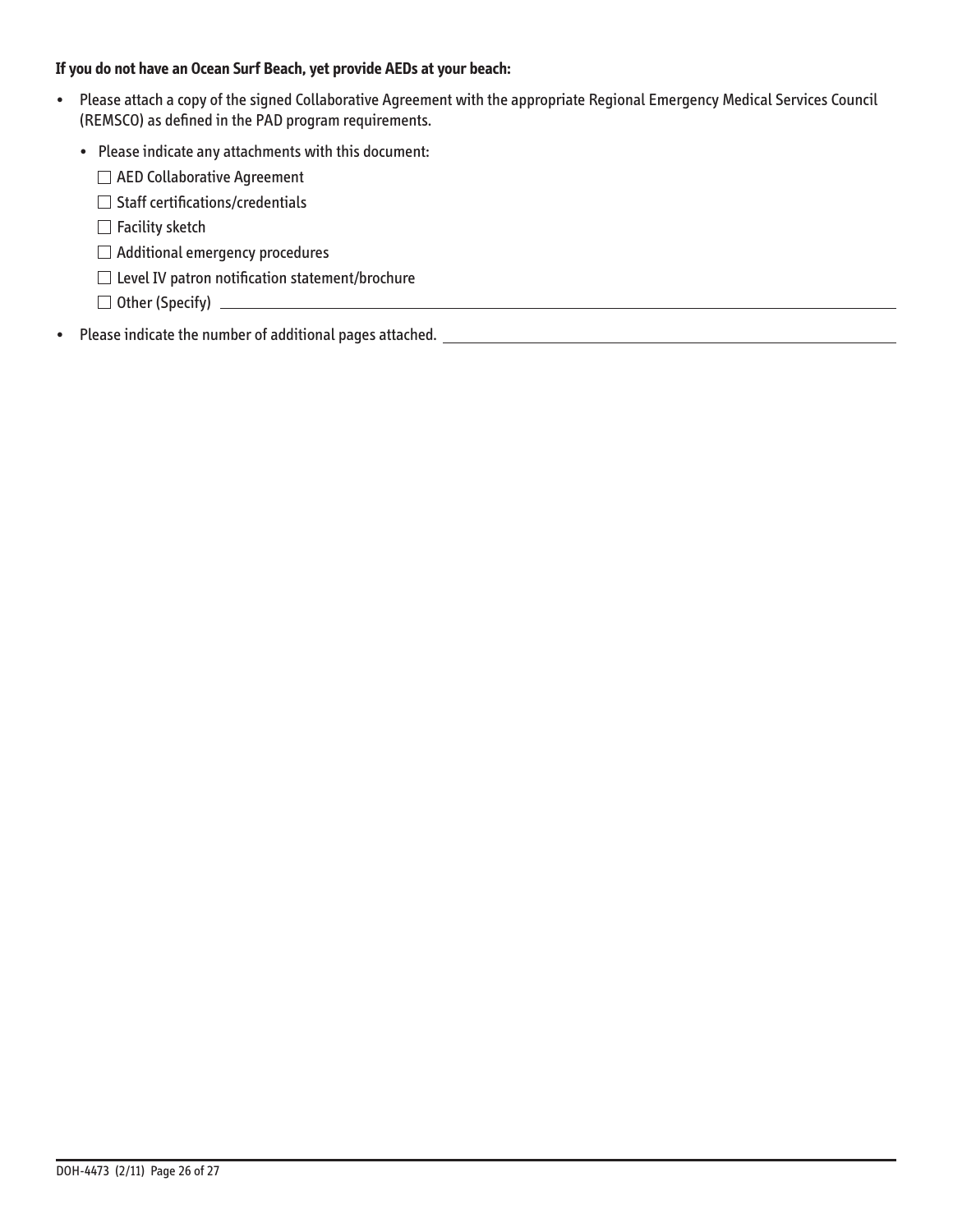**If you do not have an Ocean Surf Beach, yet provide AEDs at your beach:**

- Please attach a copy of the signed Collaborative Agreement with the appropriate Regional Emergency Medical Services Council (REMSCO) as defined in the PAD program requirements.
  - Please indicate any attachments with this document:
    - ☐ AED Collaborative Agreement
    - ☐ Staff certifications/credentials
    - ☐ Facility sketch
    - ☐ Additional emergency procedures
    - ☐ Level IV patron notification statement/brochure
    - ☐ Other (Specify) ______________________________
- Please indicate the number of additional pages attached. ______________________________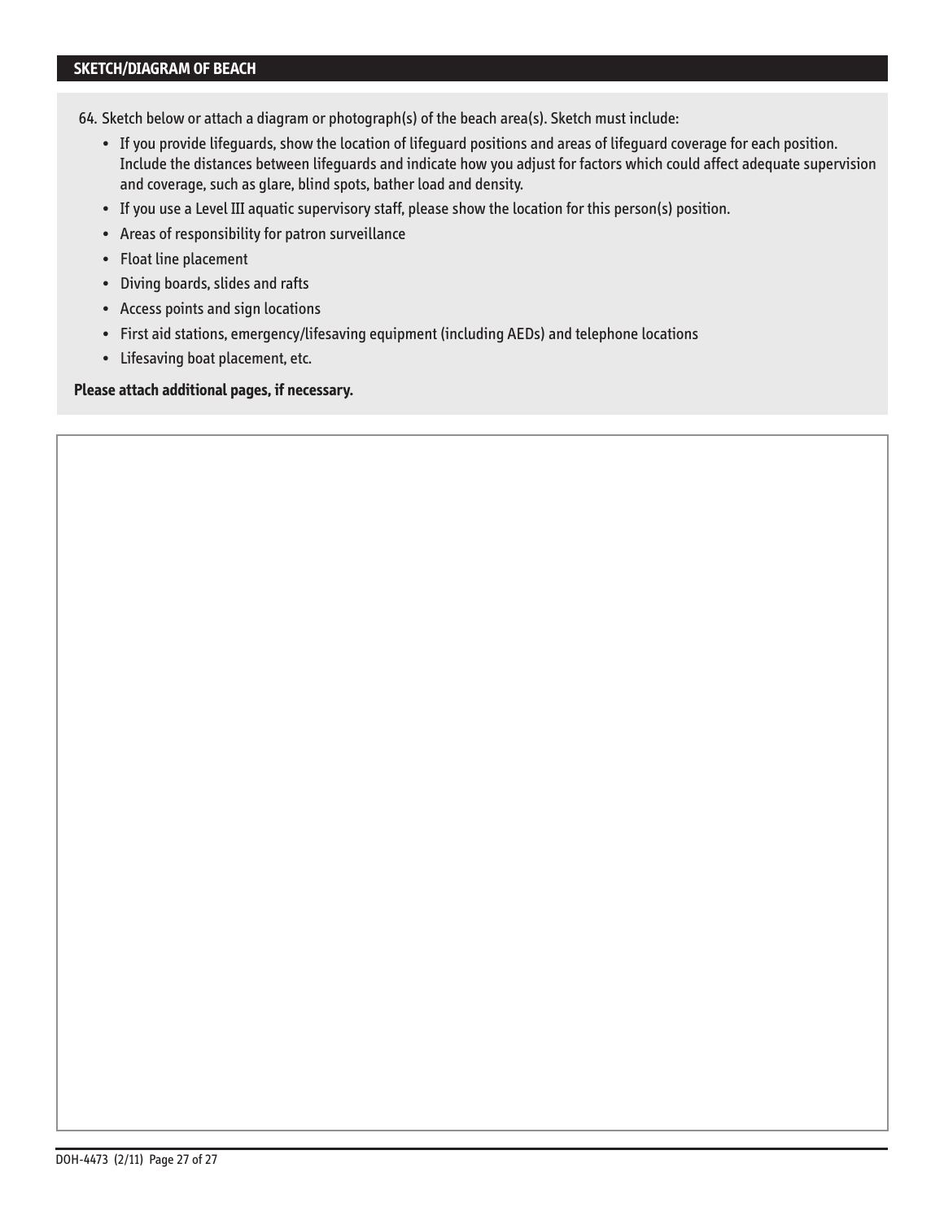## SKETCH/DIAGRAM OF BEACH

64. Sketch below or attach a diagram or photograph(s) of the beach area(s). Sketch must include:
   - If you provide lifeguards, show the location of lifeguard positions and areas of lifeguard coverage for each position. Include the distances between lifeguards and indicate how you adjust for factors which could affect adequate supervision and coverage, such as glare, blind spots, bather load and density.
   - If you use a Level III aquatic supervisory staff, please show the location for this person(s) position.
   - Areas of responsibility for patron surveillance
   - Float line placement
   - Diving boards, slides and rafts
   - Access points and sign locations
   - First aid stations, emergency/lifesaving equipment (including AEDs) and telephone locations
   - Lifesaving boat placement, etc.

**Please attach additional pages, if necessary.**

DOH-4473 (2/11)